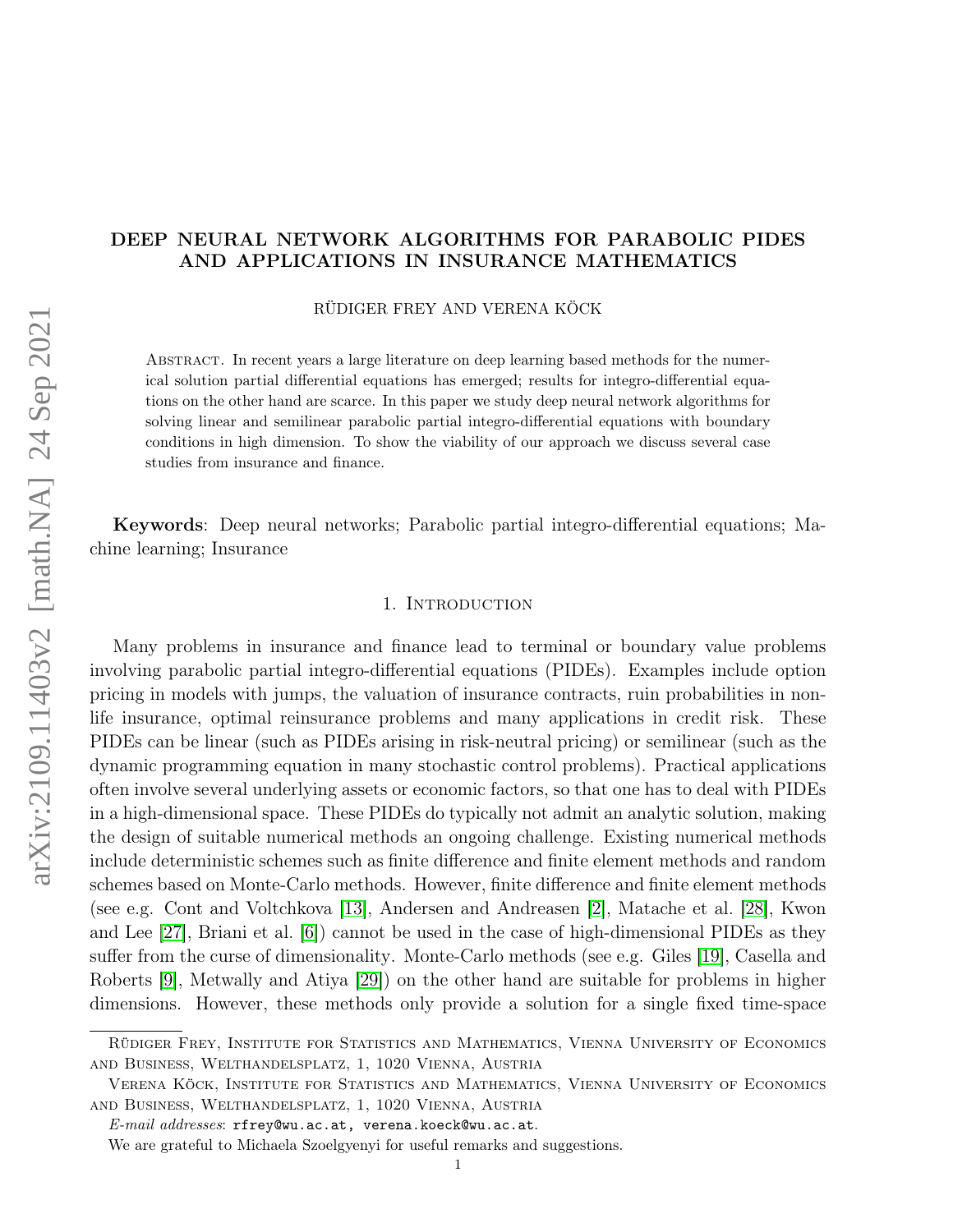# DEEP NEURAL NETWORK ALGORITHMS FOR PARABOLIC PIDES AND APPLICATIONS IN INSURANCE MATHEMATICS

RÜDIGER FREY AND VERENA KÖCK

Abstract. In recent years a large literature on deep learning based methods for the numerical solution partial differential equations has emerged; results for integro-differential equations on the other hand are scarce. In this paper we study deep neural network algorithms for solving linear and semilinear parabolic partial integro-differential equations with boundary conditions in high dimension. To show the viability of our approach we discuss several case studies from insurance and finance.

**Keywords**: Deep neural networks; Parabolic partial integro-differential equations; Machine learning; Insurance

## 1. Introduction

Many problems in insurance and finance lead to terminal or boundary value problems involving parabolic partial integro-differential equations (PIDEs). Examples include option pricing in models with jumps, the valuation of insurance contracts, ruin probabilities in non-life insurance, optimal reinsurance problems and many applications in credit risk. These PIDEs can be linear (such as PIDEs arising in risk-neutral pricing) or semilinear (such as the dynamic programming equation in many stochastic control problems). Practical applications often involve several underlying assets or economic factors, so that one has to deal with PIDEs in a high-dimensional space. These PIDEs do typically not admit an analytic solution, making the design of suitable numerical methods an ongoing challenge. Existing numerical methods include deterministic schemes such as finite difference and finite element methods and random schemes based on Monte-Carlo methods. However, finite difference and finite element methods (see e.g. Cont and Voltchkova [13], Andersen and Andreasen [2], Matache et al. [28], Kwon and Lee [27], Briani et al. [6]) cannot be used in the case of high-dimensional PIDEs as they suffer from the curse of dimensionality. Monte-Carlo methods (see e.g. Giles [19], Casella and Roberts [9], Metwally and Atiya [29]) on the other hand are suitable for problems in higher dimensions. However, these methods only provide a solution for a single fixed time-space

---

Rüdiger Frey, Institute for Statistics and Mathematics, Vienna University of Economics and Business, Welthandelsplatz, 1, 1020 Vienna, Austria

Verena Köck, Institute for Statistics and Mathematics, Vienna University of Economics and Business, Welthandelsplatz, 1, 1020 Vienna, Austria

*E-mail addresses*: rfrey@wu.ac.at, verena.koeck@wu.ac.at.

We are grateful to Michaela Szoelgyenyi for useful remarks and suggestions.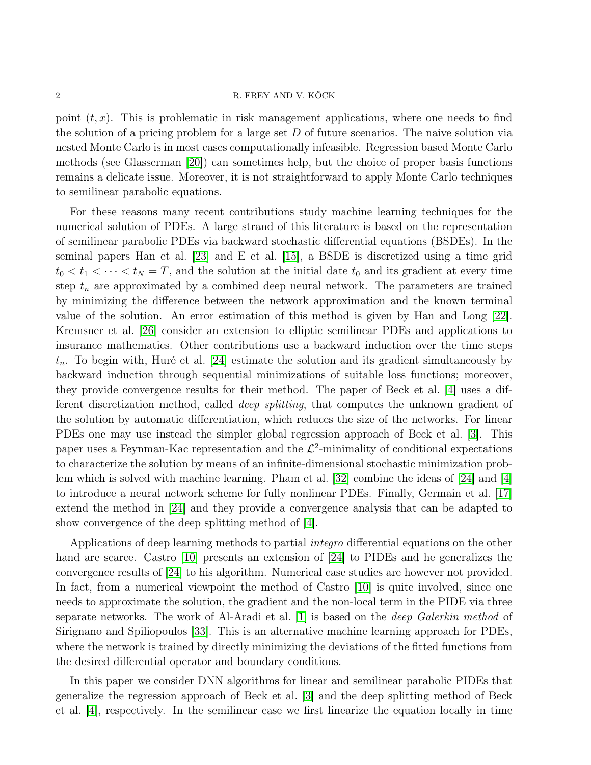point $(t, x)$. This is problematic in risk management applications, where one needs to find the solution of a pricing problem for a large set $D$ of future scenarios. The naive solution via nested Monte Carlo is in most cases computationally infeasible. Regression based Monte Carlo methods (see Glasserman [20]) can sometimes help, but the choice of proper basis functions remains a delicate issue. Moreover, it is not straightforward to apply Monte Carlo techniques to semilinear parabolic equations.

For these reasons many recent contributions study machine learning techniques for the numerical solution of PDEs. A large strand of this literature is based on the representation of semilinear parabolic PDEs via backward stochastic differential equations (BSDEs). In the seminal papers Han et al. [23] and E et al. [15], a BSDE is discretized using a time grid $t_0 < t_1 < \cdots < t_N = T$, and the solution at the initial date $t_0$ and its gradient at every time step $t_n$ are approximated by a combined deep neural network. The parameters are trained by minimizing the difference between the network approximation and the known terminal value of the solution. An error estimation of this method is given by Han and Long [22]. Kremsner et al. [26] consider an extension to elliptic semilinear PDEs and applications to insurance mathematics. Other contributions use a backward induction over the time steps $t_n$. To begin with, Huré et al. [24] estimate the solution and its gradient simultaneously by backward induction through sequential minimizations of suitable loss functions; moreover, they provide convergence results for their method. The paper of Beck et al. [4] uses a different discretization method, called *deep splitting*, that computes the unknown gradient of the solution by automatic differentiation, which reduces the size of the networks. For linear PDEs one may use instead the simpler global regression approach of Beck et al. [3]. This paper uses a Feynman-Kac representation and the $\mathcal{L}^2$-minimality of conditional expectations to characterize the solution by means of an infinite-dimensional stochastic minimization problem which is solved with machine learning. Pham et al. [32] combine the ideas of [24] and [4] to introduce a neural network scheme for fully nonlinear PDEs. Finally, Germain et al. [17] extend the method in [24] and they provide a convergence analysis that can be adapted to show convergence of the deep splitting method of [4].

Applications of deep learning methods to partial *integro* differential equations on the other hand are scarce. Castro [10] presents an extension of [24] to PIDEs and he generalizes the convergence results of [24] to his algorithm. Numerical case studies are however not provided. In fact, from a numerical viewpoint the method of Castro [10] is quite involved, since one needs to approximate the solution, the gradient and the non-local term in the PIDE via three separate networks. The work of Al-Aradi et al. [1] is based on the *deep Galerkin method* of Sirignano and Spiliopoulos [33]. This is an alternative machine learning approach for PDEs, where the network is trained by directly minimizing the deviations of the fitted functions from the desired differential operator and boundary conditions.

In this paper we consider DNN algorithms for linear and semilinear parabolic PIDEs that generalize the regression approach of Beck et al. [3] and the deep splitting method of Beck et al. [4], respectively. In the semilinear case we first linearize the equation locally in time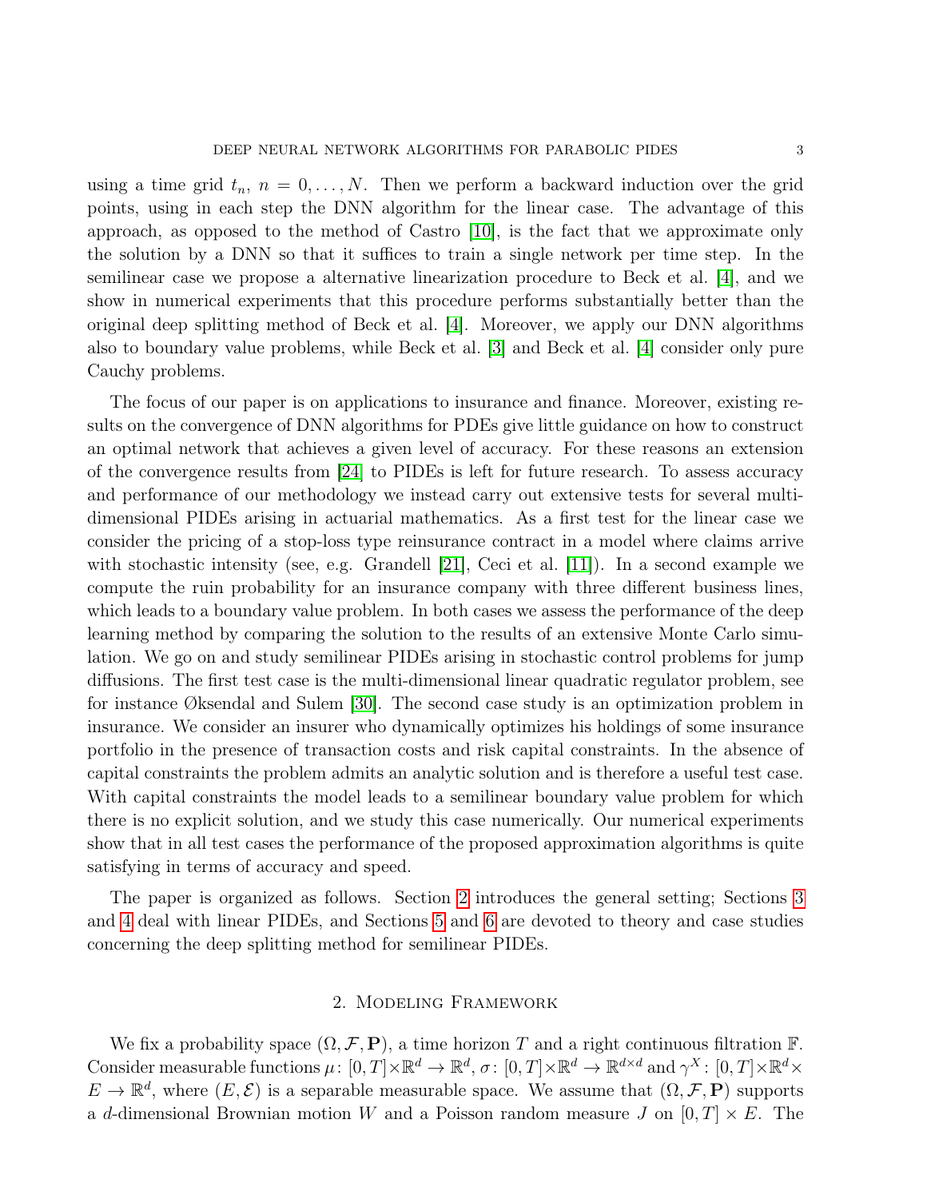using a time grid $t_n$, $n = 0, \ldots, N$. Then we perform a backward induction over the grid points, using in each step the DNN algorithm for the linear case. The advantage of this approach, as opposed to the method of Castro [10], is the fact that we approximate only the solution by a DNN so that it suffices to train a single network per time step. In the semilinear case we propose a alternative linearization procedure to Beck et al. [4], and we show in numerical experiments that this procedure performs substantially better than the original deep splitting method of Beck et al. [4]. Moreover, we apply our DNN algorithms also to boundary value problems, while Beck et al. [3] and Beck et al. [4] consider only pure Cauchy problems.

The focus of our paper is on applications to insurance and finance. Moreover, existing results on the convergence of DNN algorithms for PDEs give little guidance on how to construct an optimal network that achieves a given level of accuracy. For these reasons an extension of the convergence results from [24] to PIDEs is left for future research. To assess accuracy and performance of our methodology we instead carry out extensive tests for several multi-dimensional PIDEs arising in actuarial mathematics. As a first test for the linear case we consider the pricing of a stop-loss type reinsurance contract in a model where claims arrive with stochastic intensity (see, e.g. Grandell [21], Ceci et al. [11]). In a second example we compute the ruin probability for an insurance company with three different business lines, which leads to a boundary value problem. In both cases we assess the performance of the deep learning method by comparing the solution to the results of an extensive Monte Carlo simulation. We go on and study semilinear PIDEs arising in stochastic control problems for jump diffusions. The first test case is the multi-dimensional linear quadratic regulator problem, see for instance Øksendal and Sulem [30]. The second case study is an optimization problem in insurance. We consider an insurer who dynamically optimizes his holdings of some insurance portfolio in the presence of transaction costs and risk capital constraints. In the absence of capital constraints the problem admits an analytic solution and is therefore a useful test case. With capital constraints the model leads to a semilinear boundary value problem for which there is no explicit solution, and we study this case numerically. Our numerical experiments show that in all test cases the performance of the proposed approximation algorithms is quite satisfying in terms of accuracy and speed.

The paper is organized as follows. Section 2 introduces the general setting; Sections 3 and 4 deal with linear PIDEs, and Sections 5 and 6 are devoted to theory and case studies concerning the deep splitting method for semilinear PIDEs.

## 2. Modeling Framework

We fix a probability space $(\Omega, \mathcal{F}, \mathbf{P})$, a time horizon $T$ and a right continuous filtration $\mathbb{F}$. Consider measurable functions $\mu\colon [0,T]\times\mathbb{R}^d \to \mathbb{R}^d$, $\sigma\colon [0,T]\times\mathbb{R}^d \to \mathbb{R}^{d\times d}$ and $\gamma^X\colon [0,T]\times\mathbb{R}^d\times E \to \mathbb{R}^d$, where $(E, \mathcal{E})$ is a separable measurable space. We assume that $(\Omega, \mathcal{F}, \mathbf{P})$ supports a $d$-dimensional Brownian motion $W$ and a Poisson random measure $J$ on $[0,T] \times E$. The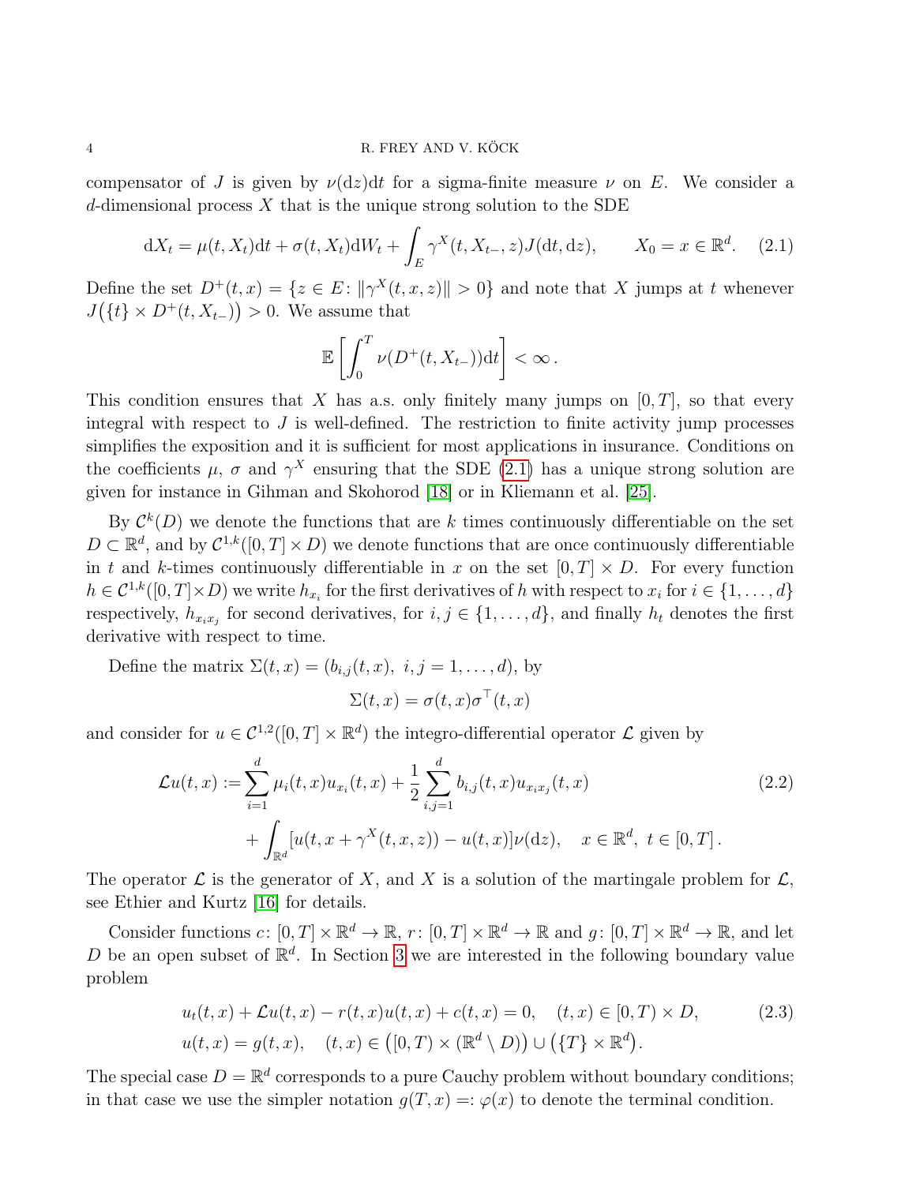compensator of $J$ is given by $\nu(\mathrm{d}z)\mathrm{d}t$ for a sigma-finite measure $\nu$ on $E$. We consider a $d$-dimensional process $X$ that is the unique strong solution to the SDE

$$
\mathrm{d}X_t = \mu(t, X_t)\mathrm{d}t + \sigma(t, X_t)\mathrm{d}W_t + \int_E \gamma^X(t, X_{t-}, z)J(\mathrm{d}t, \mathrm{d}z), \qquad X_0 = x \in \mathbb{R}^d. \quad (2.1)
$$

Define the set $D^+(t, x) = \{z \in E \colon \|\gamma^X(t, x, z)\| > 0\}$ and note that $X$ jumps at $t$ whenever $J\big(\{t\} \times D^+(t, X_{t-})\big) > 0$. We assume that

$$
\mathbb{E}\left[\int_0^T \nu(D^+(t, X_{t-}))\mathrm{d}t\right] < \infty\,.
$$

This condition ensures that $X$ has a.s. only finitely many jumps on $[0, T]$, so that every integral with respect to $J$ is well-defined. The restriction to finite activity jump processes simplifies the exposition and it is sufficient for most applications in insurance. Conditions on the coefficients $\mu$, $\sigma$ and $\gamma^X$ ensuring that the SDE (2.1) has a unique strong solution are given for instance in Gihman and Skohorod [18] or in Kliemann et al. [25].

By $\mathcal{C}^k(D)$ we denote the functions that are $k$ times continuously differentiable on the set $D \subset \mathbb{R}^d$, and by $\mathcal{C}^{1,k}([0, T] \times D)$ we denote functions that are once continuously differentiable in $t$ and $k$-times continuously differentiable in $x$ on the set $[0, T] \times D$. For every function $h \in \mathcal{C}^{1,k}([0, T] \times D)$ we write $h_{x_i}$ for the first derivatives of $h$ with respect to $x_i$ for $i \in \{1, \dots, d\}$ respectively, $h_{x_i x_j}$ for second derivatives, for $i, j \in \{1, \dots, d\}$, and finally $h_t$ denotes the first derivative with respect to time.

Define the matrix $\Sigma(t, x) = (b_{i,j}(t, x),\ i, j = 1, \dots, d)$, by

$$
\Sigma(t, x) = \sigma(t, x)\sigma^\top(t, x)
$$

and consider for $u \in \mathcal{C}^{1,2}([0, T] \times \mathbb{R}^d)$ the integro-differential operator $\mathcal{L}$ given by

$$
\begin{aligned}
\mathcal{L}u(t, x) :=& \sum_{i=1}^d \mu_i(t, x)u_{x_i}(t, x) + \frac{1}{2}\sum_{i,j=1}^d b_{i,j}(t, x)u_{x_i x_j}(t, x) \qquad (2.2)\\
&+ \int_{\mathbb{R}^d} [u(t, x + \gamma^X(t, x, z)) - u(t, x)]\nu(\mathrm{d}z), \quad x \in \mathbb{R}^d,\ t \in [0, T]\,.
\end{aligned}
$$

The operator $\mathcal{L}$ is the generator of $X$, and $X$ is a solution of the martingale problem for $\mathcal{L}$, see Ethier and Kurtz [16] for details.

Consider functions $c \colon [0, T] \times \mathbb{R}^d \to \mathbb{R}$, $r \colon [0, T] \times \mathbb{R}^d \to \mathbb{R}$ and $g \colon [0, T] \times \mathbb{R}^d \to \mathbb{R}$, and let $D$ be an open subset of $\mathbb{R}^d$. In Section 3 we are interested in the following boundary value problem

$$
\begin{aligned}
& u_t(t, x) + \mathcal{L}u(t, x) - r(t, x)u(t, x) + c(t, x) = 0, \quad (t, x) \in [0, T) \times D, \qquad (2.3)\\
& u(t, x) = g(t, x), \quad (t, x) \in \big([0, T) \times (\mathbb{R}^d \setminus D)\big) \cup \big(\{T\} \times \mathbb{R}^d\big).
\end{aligned}
$$

The special case $D = \mathbb{R}^d$ corresponds to a pure Cauchy problem without boundary conditions; in that case we use the simpler notation $g(T, x) =: \varphi(x)$ to denote the terminal condition.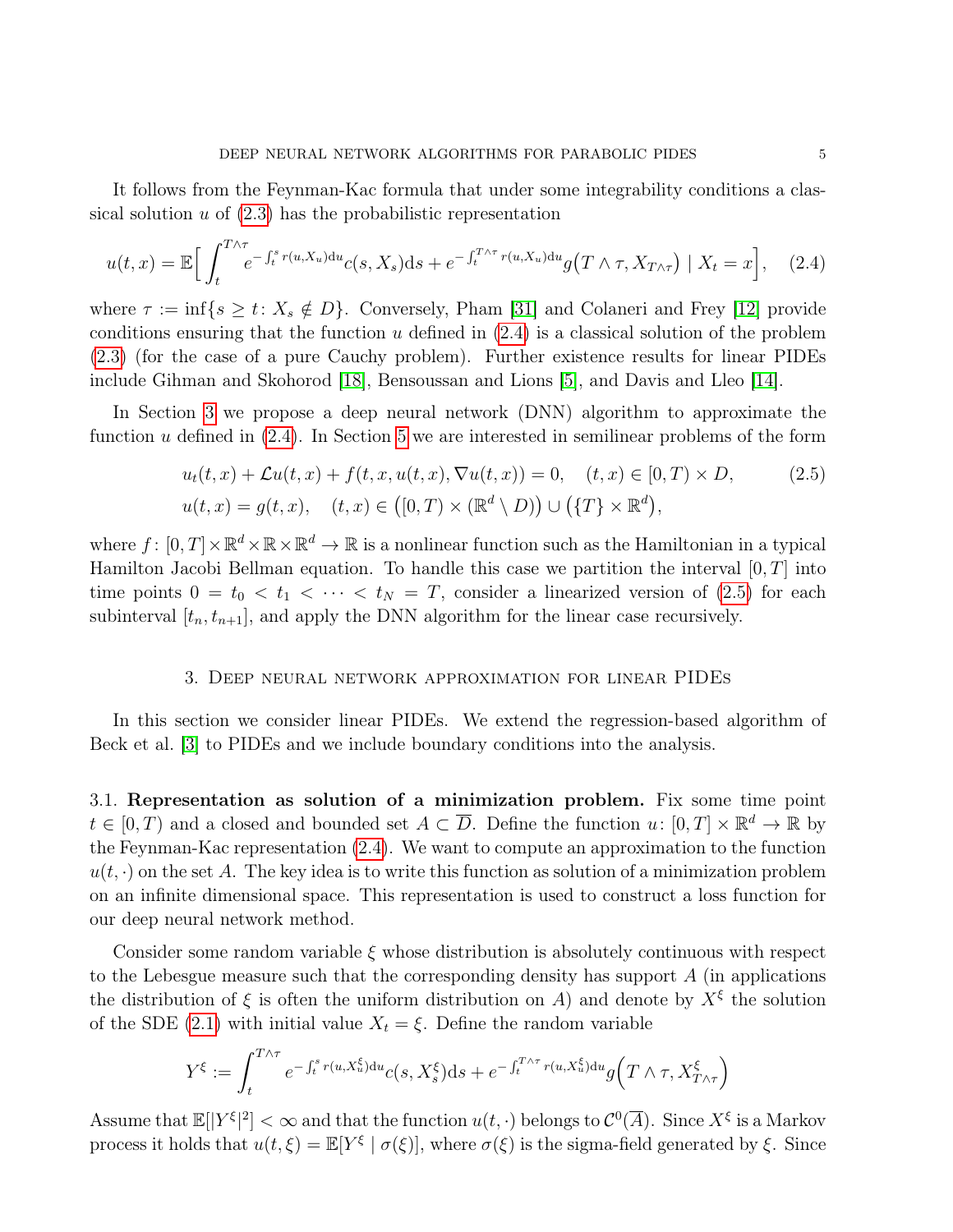It follows from the Feynman-Kac formula that under some integrability conditions a classical solution $u$ of (2.3) has the probabilistic representation

$$u(t,x) = \mathbb{E}\Big[ \int_t^{T\wedge\tau} e^{-\int_t^s r(u,X_u)\mathrm{d}u} c(s,X_s)\mathrm{d}s + e^{-\int_t^{T\wedge\tau} r(u,X_u)\mathrm{d}u} g\big(T\wedge\tau, X_{T\wedge\tau}\big) \mid X_t = x\Big], \quad (2.4)$$

where $\tau := \inf\{s \geq t \colon X_s \notin D\}$. Conversely, Pham [31] and Colaneri and Frey [12] provide conditions ensuring that the function $u$ defined in (2.4) is a classical solution of the problem (2.3) (for the case of a pure Cauchy problem). Further existence results for linear PIDEs include Gihman and Skohorod [18], Bensoussan and Lions [5], and Davis and Lleo [14].

In Section 3 we propose a deep neural network (DNN) algorithm to approximate the function $u$ defined in (2.4). In Section 5 we are interested in semilinear problems of the form

$$\begin{aligned} &u_t(t,x) + \mathcal{L}u(t,x) + f(t,x,u(t,x),\nabla u(t,x)) = 0, \quad (t,x) \in [0,T) \times D, \\ &u(t,x) = g(t,x), \quad (t,x) \in \big([0,T) \times (\mathbb{R}^d \setminus D)\big) \cup \big(\{T\} \times \mathbb{R}^d\big), \end{aligned} \quad (2.5)$$

where $f \colon [0,T] \times \mathbb{R}^d \times \mathbb{R} \times \mathbb{R}^d \to \mathbb{R}$ is a nonlinear function such as the Hamiltonian in a typical Hamilton Jacobi Bellman equation. To handle this case we partition the interval $[0,T]$ into time points $0 = t_0 < t_1 < \cdots < t_N = T$, consider a linearized version of (2.5) for each subinterval $[t_n, t_{n+1}]$, and apply the DNN algorithm for the linear case recursively.

## 3. Deep neural network approximation for linear PIDEs

In this section we consider linear PIDEs. We extend the regression-based algorithm of Beck et al. [3] to PIDEs and we include boundary conditions into the analysis.

**3.1. Representation as solution of a minimization problem.** Fix some time point $t \in [0,T)$ and a closed and bounded set $A \subset \overline{D}$. Define the function $u \colon [0,T] \times \mathbb{R}^d \to \mathbb{R}$ by the Feynman-Kac representation (2.4). We want to compute an approximation to the function $u(t,\cdot)$ on the set $A$. The key idea is to write this function as solution of a minimization problem on an infinite dimensional space. This representation is used to construct a loss function for our deep neural network method.

Consider some random variable $\xi$ whose distribution is absolutely continuous with respect to the Lebesgue measure such that the corresponding density has support $A$ (in applications the distribution of $\xi$ is often the uniform distribution on $A$) and denote by $X^\xi$ the solution of the SDE (2.1) with initial value $X_t = \xi$. Define the random variable

$$Y^\xi := \int_t^{T\wedge\tau} e^{-\int_t^s r(u,X_u^\xi)\mathrm{d}u} c(s,X_s^\xi)\mathrm{d}s + e^{-\int_t^{T\wedge\tau} r(u,X_u^\xi)\mathrm{d}u} g\Big(T\wedge\tau, X_{T\wedge\tau}^\xi\Big)$$

Assume that $\mathbb{E}[|Y^\xi|^2] < \infty$ and that the function $u(t,\cdot)$ belongs to $\mathcal{C}^0(\overline{A})$. Since $X^\xi$ is a Markov process it holds that $u(t,\xi) = \mathbb{E}[Y^\xi \mid \sigma(\xi)]$, where $\sigma(\xi)$ is the sigma-field generated by $\xi$. Since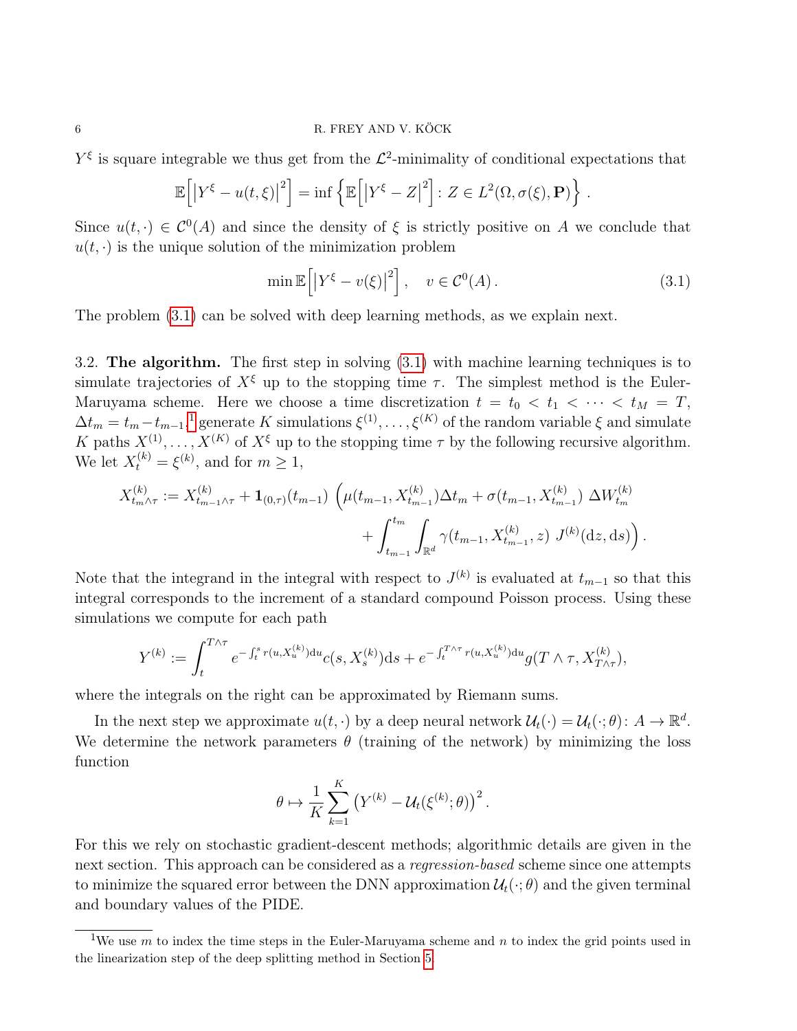$Y^\xi$ is square integrable we thus get from the $\mathcal{L}^2$-minimality of conditional expectations that

$$\mathbb{E}\Big[\big|Y^\xi - u(t,\xi)\big|^2\Big] = \inf\Big\{\mathbb{E}\Big[\big|Y^\xi - Z\big|^2\Big] : Z \in L^2(\Omega, \sigma(\xi), \mathbf{P})\Big\}\,.$$

Since $u(t,\cdot) \in \mathcal{C}^0(A)$ and since the density of $\xi$ is strictly positive on $A$ we conclude that $u(t,\cdot)$ is the unique solution of the minimization problem

$$\min \mathbb{E}\Big[\big|Y^\xi - v(\xi)\big|^2\Big]\,, \quad v \in \mathcal{C}^0(A)\,. \tag{3.1}$$

The problem (3.1) can be solved with deep learning methods, as we explain next.

3.2. **The algorithm.** The first step in solving (3.1) with machine learning techniques is to simulate trajectories of $X^\xi$ up to the stopping time $\tau$. The simplest method is the Euler-Maruyama scheme. Here we choose a time discretization $t = t_0 < t_1 < \cdots < t_M = T$, $\Delta t_m = t_m - t_{m-1}$,[1] generate $K$ simulations $\xi^{(1)}, \ldots, \xi^{(K)}$ of the random variable $\xi$ and simulate $K$ paths $X^{(1)}, \ldots, X^{(K)}$ of $X^\xi$ up to the stopping time $\tau$ by the following recursive algorithm. We let $X_t^{(k)} = \xi^{(k)}$, and for $m \geq 1$,

$$X^{(k)}_{t_m\wedge\tau} := X^{(k)}_{t_{m-1}\wedge\tau} + \mathbf{1}_{(0,\tau)}(t_{m-1})\,\Big(\mu(t_{m-1}, X^{(k)}_{t_{m-1}})\Delta t_m + \sigma(t_{m-1}, X^{(k)}_{t_{m-1}})\,\Delta W^{(k)}_{t_m} + \int_{t_{m-1}}^{t_m}\int_{\mathbb{R}^d} \gamma(t_{m-1}, X^{(k)}_{t_{m-1}}, z)\; J^{(k)}(\mathrm{d}z, \mathrm{d}s)\Big)\,.$$

Note that the integrand in the integral with respect to $J^{(k)}$ is evaluated at $t_{m-1}$ so that this integral corresponds to the increment of a standard compound Poisson process. Using these simulations we compute for each path

$$Y^{(k)} := \int_t^{T\wedge\tau} e^{-\int_t^s r(u, X_u^{(k)})\mathrm{d}u} c(s, X_s^{(k)})\mathrm{d}s + e^{-\int_t^{T\wedge\tau} r(u, X_u^{(k)})\mathrm{d}u} g(T\wedge\tau, X^{(k)}_{T\wedge\tau}),$$

where the integrals on the right can be approximated by Riemann sums.

In the next step we approximate $u(t,\cdot)$ by a deep neural network $\mathcal{U}_t(\cdot) = \mathcal{U}_t(\cdot;\theta)\colon A \to \mathbb{R}^d$. We determine the network parameters $\theta$ (training of the network) by minimizing the loss function

$$\theta \mapsto \frac{1}{K}\sum_{k=1}^{K}\big(Y^{(k)} - \mathcal{U}_t(\xi^{(k)};\theta)\big)^2\,.$$

For this we rely on stochastic gradient-descent methods; algorithmic details are given in the next section. This approach can be considered as a *regression-based* scheme since one attempts to minimize the squared error between the DNN approximation $\mathcal{U}_t(\cdot;\theta)$ and the given terminal and boundary values of the PIDE.

---

[1] We use $m$ to index the time steps in the Euler-Maruyama scheme and $n$ to index the grid points used in the linearization step of the deep splitting method in Section 5.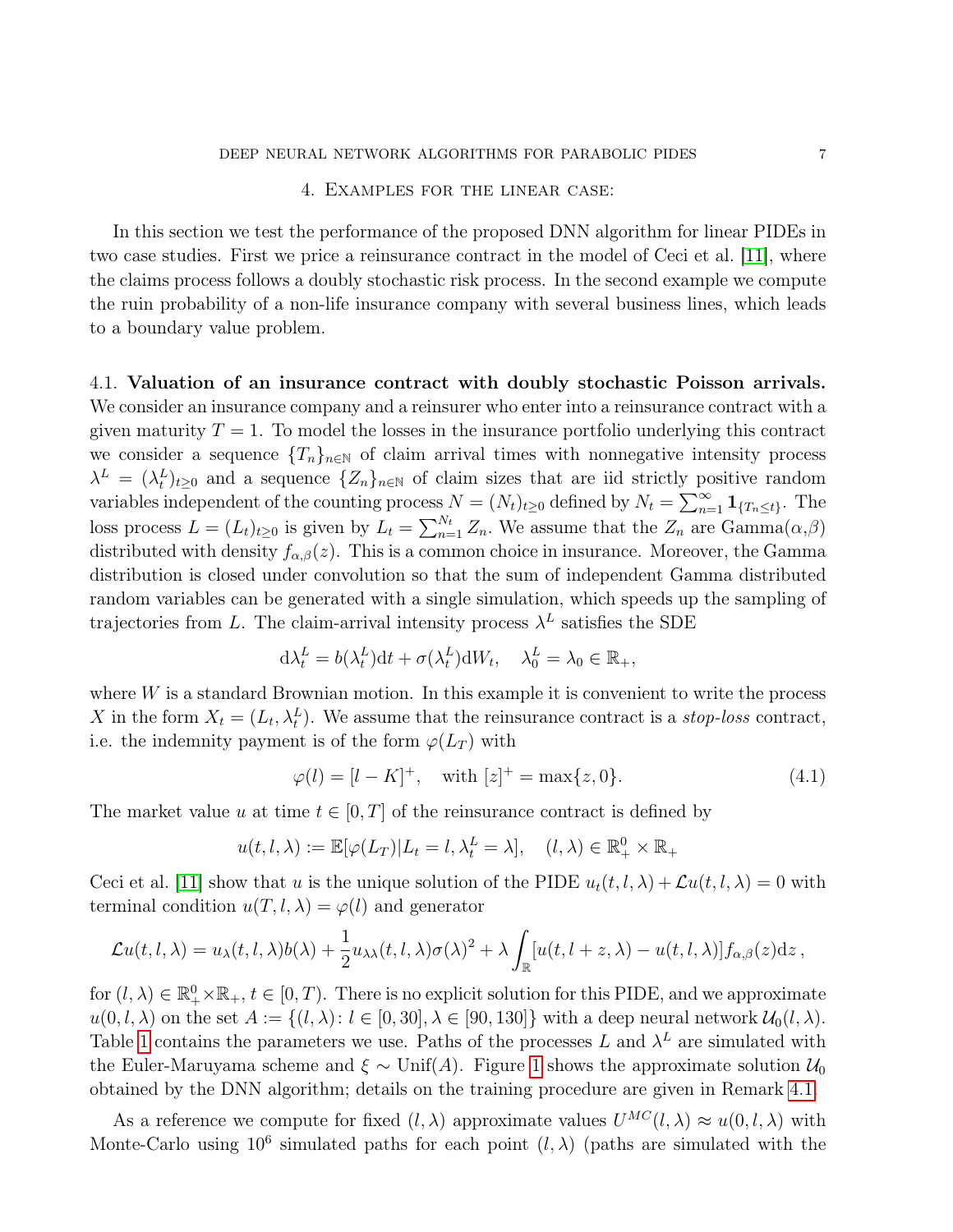## 4. Examples for the linear case:

In this section we test the performance of the proposed DNN algorithm for linear PIDEs in two case studies. First we price a reinsurance contract in the model of Ceci et al. [11], where the claims process follows a doubly stochastic risk process. In the second example we compute the ruin probability of a non-life insurance company with several business lines, which leads to a boundary value problem.

### 4.1. Valuation of an insurance contract with doubly stochastic Poisson arrivals.

We consider an insurance company and a reinsurer who enter into a reinsurance contract with a given maturity $T = 1$. To model the losses in the insurance portfolio underlying this contract we consider a sequence $\{T_n\}_{n\in\mathbb{N}}$ of claim arrival times with nonnegative intensity process $\lambda^L = (\lambda^L_t)_{t\geq 0}$ and a sequence $\{Z_n\}_{n\in\mathbb{N}}$ of claim sizes that are iid strictly positive random variables independent of the counting process $N = (N_t)_{t\geq 0}$ defined by $N_t = \sum_{n=1}^{\infty} \mathbf{1}_{\{T_n\leq t\}}$. The loss process $L = (L_t)_{t\geq 0}$ is given by $L_t = \sum_{n=1}^{N_t} Z_n$. We assume that the $Z_n$ are Gamma($\alpha$,$\beta$) distributed with density $f_{\alpha,\beta}(z)$. This is a common choice in insurance. Moreover, the Gamma distribution is closed under convolution so that the sum of independent Gamma distributed random variables can be generated with a single simulation, which speeds up the sampling of trajectories from $L$. The claim-arrival intensity process $\lambda^L$ satisfies the SDE

$$\mathrm{d}\lambda^L_t = b(\lambda^L_t)\mathrm{d}t + \sigma(\lambda^L_t)\mathrm{d}W_t, \quad \lambda^L_0 = \lambda_0 \in \mathbb{R}_+,$$

where $W$ is a standard Brownian motion. In this example it is convenient to write the process $X$ in the form $X_t = (L_t, \lambda^L_t)$. We assume that the reinsurance contract is a *stop-loss* contract, i.e. the indemnity payment is of the form $\varphi(L_T)$ with

$$\varphi(l) = [l - K]^+, \quad \text{with } [z]^+ = \max\{z, 0\}. \tag{4.1}$$

The market value $u$ at time $t \in [0, T]$ of the reinsurance contract is defined by

$$u(t, l, \lambda) := \mathbb{E}[\varphi(L_T)|L_t = l, \lambda^L_t = \lambda], \quad (l, \lambda) \in \mathbb{R}^0_+ \times \mathbb{R}_+$$

Ceci et al. [11] show that $u$ is the unique solution of the PIDE $u_t(t, l, \lambda) + \mathcal{L}u(t, l, \lambda) = 0$ with terminal condition $u(T, l, \lambda) = \varphi(l)$ and generator

$$\mathcal{L}u(t, l, \lambda) = u_\lambda(t, l, \lambda)b(\lambda) + \frac{1}{2}u_{\lambda\lambda}(t, l, \lambda)\sigma(\lambda)^2 + \lambda \int_{\mathbb{R}} [u(t, l + z, \lambda) - u(t, l, \lambda)]f_{\alpha,\beta}(z)\mathrm{d}z\,,$$

for $(l, \lambda) \in \mathbb{R}^0_+ \times \mathbb{R}_+$, $t \in [0, T)$. There is no explicit solution for this PIDE, and we approximate $u(0, l, \lambda)$ on the set $A := \{(l, \lambda): l \in [0, 30], \lambda \in [90, 130]\}$ with a deep neural network $\mathcal{U}_0(l, \lambda)$. Table 1 contains the parameters we use. Paths of the processes $L$ and $\lambda^L$ are simulated with the Euler-Maruyama scheme and $\xi \sim \mathrm{Unif}(A)$. Figure 1 shows the approximate solution $\mathcal{U}_0$ obtained by the DNN algorithm; details on the training procedure are given in Remark 4.1.

As a reference we compute for fixed $(l, \lambda)$ approximate values $U^{MC}(l, \lambda) \approx u(0, l, \lambda)$ with Monte-Carlo using $10^6$ simulated paths for each point $(l, \lambda)$ (paths are simulated with the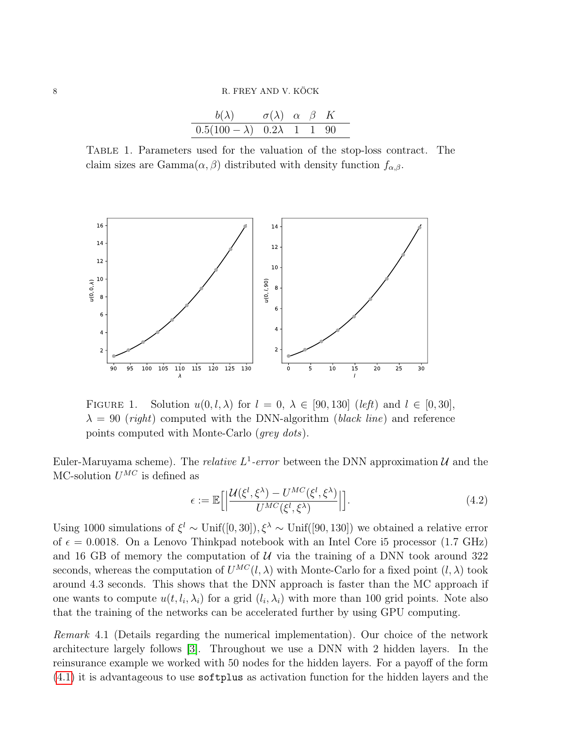| $b(\lambda)$ | $\sigma(\lambda)$ | $\alpha$ | $\beta$ | $K$ |
|---|---|---|---|---|
| $0.5(100-\lambda)$ | $0.2\lambda$ | 1 | 1 | 90 |

TABLE 1. Parameters used for the valuation of the stop-loss contract. The claim sizes are Gamma($\alpha, \beta$) distributed with density function $f_{\alpha,\beta}$.

FIGURE 1. Solution $u(0, l, \lambda)$ for $l = 0$, $\lambda \in [90, 130]$ (*left*) and $l \in [0, 30]$, $\lambda = 90$ (*right*) computed with the DNN-algorithm (*black line*) and reference points computed with Monte-Carlo (*grey dots*).

Euler-Maruyama scheme). The *relative $L^1$-error* between the DNN approximation $\mathcal{U}$ and the MC-solution $U^{MC}$ is defined as

$$\epsilon := \mathbb{E}\Big[\Big|\frac{\mathcal{U}(\xi^l, \xi^\lambda) - U^{MC}(\xi^l, \xi^\lambda)}{U^{MC}(\xi^l, \xi^\lambda)}\Big|\Big]. \tag{4.2}$$

Using 1000 simulations of $\xi^l \sim \mathrm{Unif}([0, 30]), \xi^\lambda \sim \mathrm{Unif}([90, 130])$ we obtained a relative error of $\epsilon = 0.0018$. On a Lenovo Thinkpad notebook with an Intel Core i5 processor (1.7 GHz) and 16 GB of memory the computation of $\mathcal{U}$ via the training of a DNN took around 322 seconds, whereas the computation of $U^{MC}(l, \lambda)$ with Monte-Carlo for a fixed point $(l, \lambda)$ took around 4.3 seconds. This shows that the DNN approach is faster than the MC approach if one wants to compute $u(t, l_i, \lambda_i)$ for a grid $(l_i, \lambda_i)$ with more than 100 grid points. Note also that the training of the networks can be accelerated further by using GPU computing.

*Remark* 4.1 (Details regarding the numerical implementation). Our choice of the network architecture largely follows [3]. Throughout we use a DNN with 2 hidden layers. In the reinsurance example we worked with 50 nodes for the hidden layers. For a payoff of the form (4.1) it is advantageous to use `softplus` as activation function for the hidden layers and the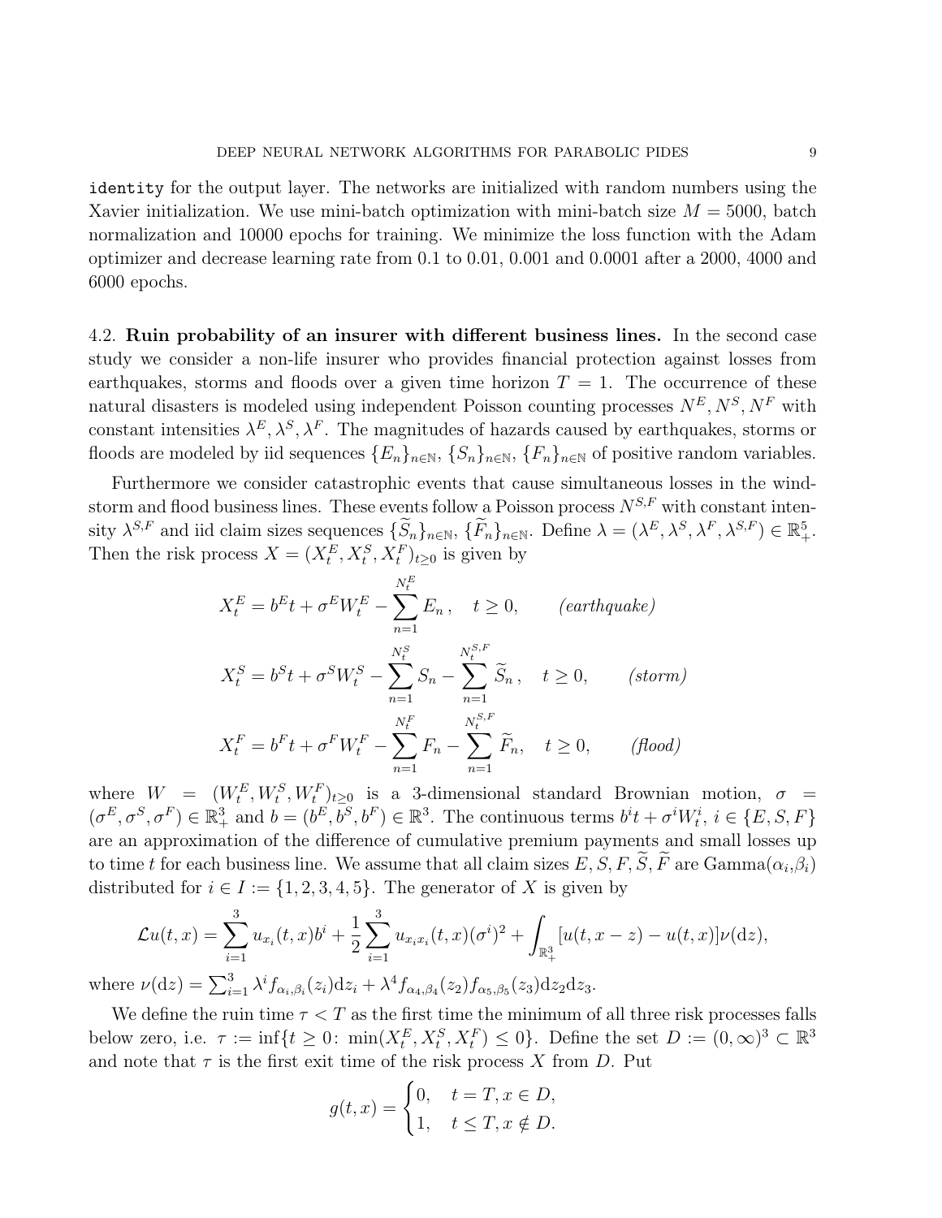`identity` for the output layer. The networks are initialized with random numbers using the Xavier initialization. We use mini-batch optimization with mini-batch size $M = 5000$, batch normalization and 10000 epochs for training. We minimize the loss function with the Adam optimizer and decrease learning rate from 0.1 to 0.01, 0.001 and 0.0001 after a 2000, 4000 and 6000 epochs.

4.2. **Ruin probability of an insurer with different business lines.** In the second case study we consider a non-life insurer who provides financial protection against losses from earthquakes, storms and floods over a given time horizon $T = 1$. The occurrence of these natural disasters is modeled using independent Poisson counting processes $N^E, N^S, N^F$ with constant intensities $\lambda^E, \lambda^S, \lambda^F$. The magnitudes of hazards caused by earthquakes, storms or floods are modeled by iid sequences $\{E_n\}_{n\in\mathbb{N}}$, $\{S_n\}_{n\in\mathbb{N}}$, $\{F_n\}_{n\in\mathbb{N}}$ of positive random variables.

Furthermore we consider catastrophic events that cause simultaneous losses in the windstorm and flood business lines. These events follow a Poisson process $N^{S,F}$ with constant intensity $\lambda^{S,F}$ and iid claim sizes sequences $\{\widetilde{S}_n\}_{n\in\mathbb{N}}$, $\{\widetilde{F}_n\}_{n\in\mathbb{N}}$. Define $\lambda = (\lambda^E, \lambda^S, \lambda^F, \lambda^{S,F}) \in \mathbb{R}^5_+$. Then the risk process $X = (X^E_t, X^S_t, X^F_t)_{t\geq 0}$ is given by

$$
\begin{aligned}
X^E_t &= b^E t + \sigma^E W^E_t - \sum_{n=1}^{N^E_t} E_n\,, \quad t \geq 0, \qquad \textit{(earthquake)} \\
X^S_t &= b^S t + \sigma^S W^S_t - \sum_{n=1}^{N^S_t} S_n - \sum_{n=1}^{N^{S,F}_t} \widetilde{S}_n\,, \quad t \geq 0, \qquad \textit{(storm)} \\
X^F_t &= b^F t + \sigma^F W^F_t - \sum_{n=1}^{N^F_t} F_n - \sum_{n=1}^{N^{S,F}_t} \widetilde{F}_n, \quad t \geq 0, \qquad \textit{(flood)}
\end{aligned}
$$

where $W = (W^E_t, W^S_t, W^F_t)_{t\geq 0}$ is a 3-dimensional standard Brownian motion, $\sigma = (\sigma^E, \sigma^S, \sigma^F) \in \mathbb{R}^3_+$ and $b = (b^E, b^S, b^F) \in \mathbb{R}^3$. The continuous terms $b^i t + \sigma^i W^i_t$, $i \in \{E, S, F\}$ are an approximation of the difference of cumulative premium payments and small losses up to time $t$ for each business line. We assume that all claim sizes $E, S, F, \widetilde{S}, \widetilde{F}$ are Gamma($\alpha_i$,$\beta_i$) distributed for $i \in I := \{1, 2, 3, 4, 5\}$. The generator of $X$ is given by

$$
\mathcal{L}u(t,x) = \sum_{i=1}^{3} u_{x_i}(t,x) b^i + \frac{1}{2}\sum_{i=1}^{3} u_{x_i x_i}(t,x)(\sigma^i)^2 + \int_{\mathbb{R}^3_+} [u(t, x-z) - u(t,x)]\nu(\mathrm{d}z),
$$

where $\nu(\mathrm{d}z) = \sum_{i=1}^{3} \lambda^i f_{\alpha_i,\beta_i}(z_i)\mathrm{d}z_i + \lambda^4 f_{\alpha_4,\beta_4}(z_2) f_{\alpha_5,\beta_5}(z_3)\mathrm{d}z_2\mathrm{d}z_3$.

We define the ruin time $\tau < T$ as the first time the minimum of all three risk processes falls below zero, i.e. $\tau := \inf\{t \geq 0\colon \min(X^E_t, X^S_t, X^F_t) \leq 0\}$. Define the set $D := (0,\infty)^3 \subset \mathbb{R}^3$ and note that $\tau$ is the first exit time of the risk process $X$ from $D$. Put

$$
g(t,x) = \begin{cases} 0, & t = T, x \in D, \\ 1, & t \leq T, x \notin D. \end{cases}
$$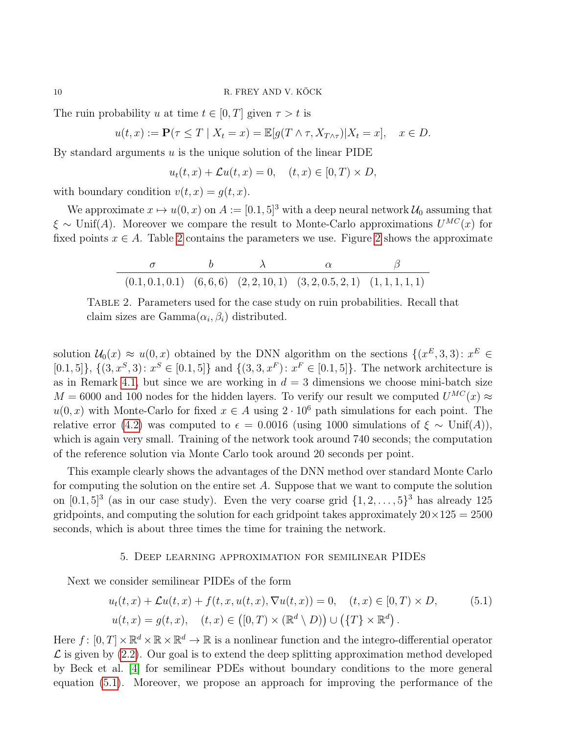The ruin probability $u$ at time $t \in [0, T]$ given $\tau > t$ is

$$u(t,x) := \mathbf{P}(\tau \le T \mid X_t = x) = \mathbb{E}[g(T \wedge \tau, X_{T\wedge\tau})|X_t = x], \quad x \in D.$$

By standard arguments $u$ is the unique solution of the linear PIDE

$$u_t(t,x) + \mathcal{L}u(t,x) = 0, \quad (t,x) \in [0,T) \times D,$$

with boundary condition $v(t,x) = g(t,x)$.

We approximate $x \mapsto u(0,x)$ on $A := [0.1, 5]^3$ with a deep neural network $\mathcal{U}_0$ assuming that $\xi \sim \text{Unif}(A)$. Moreover we compare the result to Monte-Carlo approximations $U^{MC}(x)$ for fixed points $x \in A$. Table 2 contains the parameters we use. Figure 2 shows the approximate

| $\sigma$ | $b$ | $\lambda$ | $\alpha$ | $\beta$ |
|---|---|---|---|---|
| $(0.1, 0.1, 0.1)$ | $(6, 6, 6)$ | $(2, 2, 10, 1)$ | $(3, 2, 0.5, 2, 1)$ | $(1, 1, 1, 1, 1)$ |

Table 2. Parameters used for the case study on ruin probabilities. Recall that claim sizes are $\text{Gamma}(\alpha_i, \beta_i)$ distributed.

solution $\mathcal{U}_0(x) \approx u(0,x)$ obtained by the DNN algorithm on the sections $\{(x^E, 3, 3) : x^E \in [0.1, 5]\}$, $\{(3, x^S, 3) : x^S \in [0.1, 5]\}$ and $\{(3, 3, x^F) : x^F \in [0.1, 5]\}$. The network architecture is as in Remark 4.1, but since we are working in $d = 3$ dimensions we choose mini-batch size $M = 6000$ and 100 nodes for the hidden layers. To verify our result we computed $U^{MC}(x) \approx u(0,x)$ with Monte-Carlo for fixed $x \in A$ using $2 \cdot 10^6$ path simulations for each point. The relative error (4.2) was computed to $\epsilon = 0.0016$ (using 1000 simulations of $\xi \sim \text{Unif}(A)$), which is again very small. Training of the network took around 740 seconds; the computation of the reference solution via Monte Carlo took around 20 seconds per point.

This example clearly shows the advantages of the DNN method over standard Monte Carlo for computing the solution on the entire set $A$. Suppose that we want to compute the solution on $[0.1, 5]^3$ (as in our case study). Even the very coarse grid $\{1, 2, \dots, 5\}^3$ has already 125 gridpoints, and computing the solution for each gridpoint takes approximately $20 \times 125 = 2500$ seconds, which is about three times the time for training the network.

## 5. Deep learning approximation for semilinear PIDEs

Next we consider semilinear PIDEs of the form

$$\begin{aligned} u_t(t,x) + \mathcal{L}u(t,x) + f(t,x,u(t,x),\nabla u(t,x)) &= 0, \quad (t,x) \in [0,T) \times D, \\ u(t,x) &= g(t,x), \quad (t,x) \in \big([0,T) \times (\mathbb{R}^d \setminus D)\big) \cup \big(\{T\} \times \mathbb{R}^d\big). \end{aligned} \tag{5.1}$$

Here $f : [0,T] \times \mathbb{R}^d \times \mathbb{R} \times \mathbb{R}^d \to \mathbb{R}$ is a nonlinear function and the integro-differential operator $\mathcal{L}$ is given by (2.2). Our goal is to extend the deep splitting approximation method developed by Beck et al. [4] for semilinear PDEs without boundary conditions to the more general equation (5.1). Moreover, we propose an approach for improving the performance of the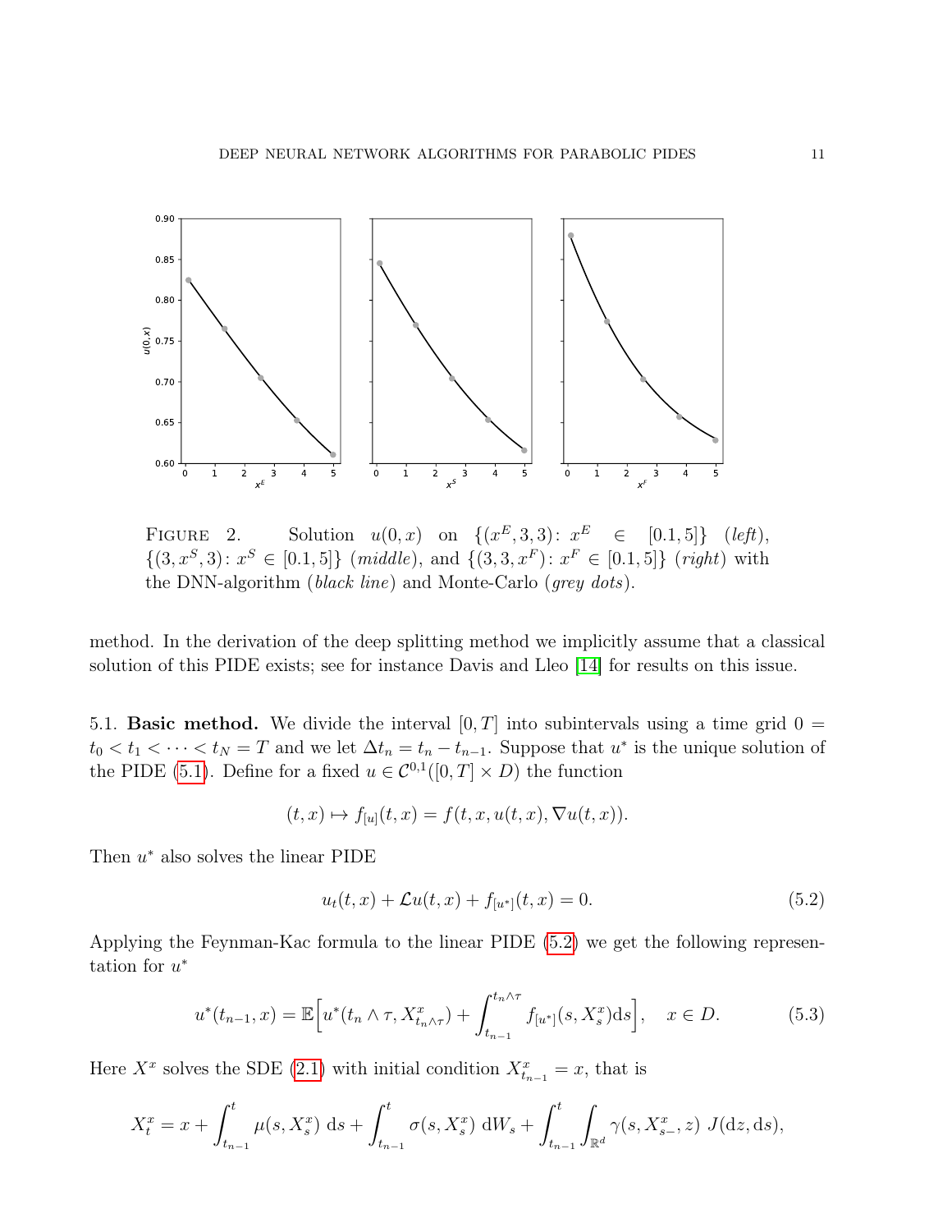FIGURE 2. Solution $u(0,x)$ on $\{(x^E,3,3)\colon x^E \in [0.1,5]\}$ (*left*), $\{(3,x^S,3)\colon x^S \in [0.1,5]\}$ (*middle*), and $\{(3,3,x^F)\colon x^F \in [0.1,5]\}$ (*right*) with the DNN-algorithm (*black line*) and Monte-Carlo (*grey dots*).

method. In the derivation of the deep splitting method we implicitly assume that a classical solution of this PIDE exists; see for instance Davis and Lleo [14] for results on this issue.

## 5.1. Basic method.

We divide the interval $[0,T]$ into subintervals using a time grid $0 = t_0 < t_1 < \cdots < t_N = T$ and we let $\Delta t_n = t_n - t_{n-1}$. Suppose that $u^*$ is the unique solution of the PIDE (5.1). Define for a fixed $u \in \mathcal{C}^{0,1}([0,T]\times D)$ the function

$$(t,x) \mapsto f_{[u]}(t,x) = f(t,x,u(t,x),\nabla u(t,x)).$$

Then $u^*$ also solves the linear PIDE

$$u_t(t,x) + \mathcal{L}u(t,x) + f_{[u^*]}(t,x) = 0. \tag{5.2}$$

Applying the Feynman-Kac formula to the linear PIDE (5.2) we get the following representation for $u^*$

$$u^*(t_{n-1},x) = \mathbb{E}\Big[u^*(t_n\wedge\tau, X^x_{t_n\wedge\tau}) + \int_{t_{n-1}}^{t_n\wedge\tau} f_{[u^*]}(s,X^x_s)\mathrm{d}s\Big], \quad x\in D. \tag{5.3}$$

Here $X^x$ solves the SDE (2.1) with initial condition $X^x_{t_{n-1}} = x$, that is

$$X^x_t = x + \int_{t_{n-1}}^t \mu(s,X^x_s)\ \mathrm{d}s + \int_{t_{n-1}}^t \sigma(s,X^x_s)\ \mathrm{d}W_s + \int_{t_{n-1}}^t\int_{\mathbb{R}^d} \gamma(s,X^x_{s-},z)\ J(\mathrm{d}z,\mathrm{d}s),$$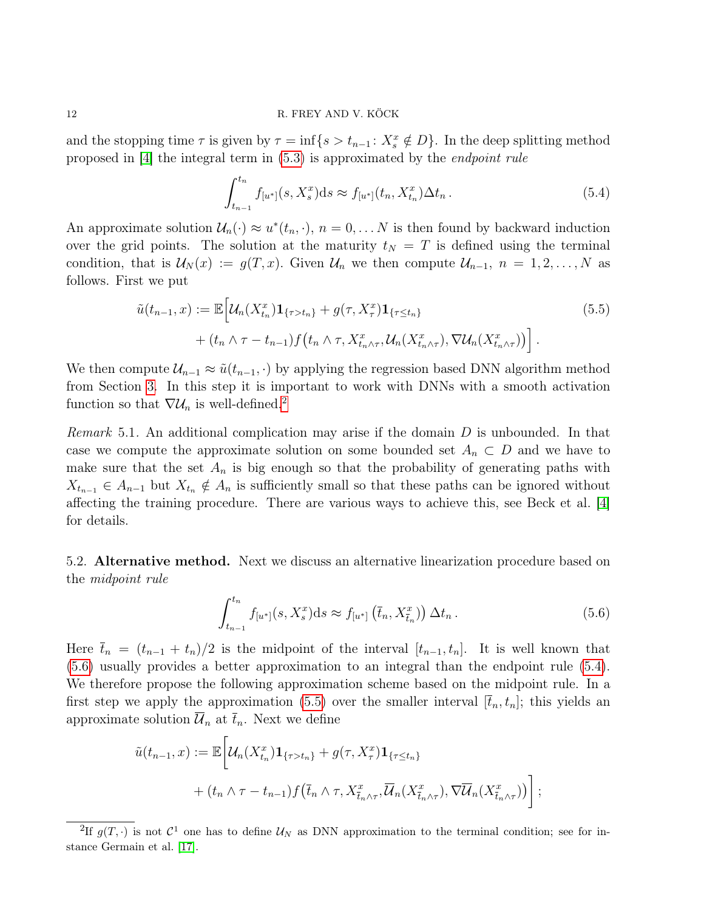and the stopping time $\tau$ is given by $\tau = \inf\{s > t_{n-1} \colon X_s^x \notin D\}$. In the deep splitting method proposed in [4] the integral term in (5.3) is approximated by the *endpoint rule*

$$\int_{t_{n-1}}^{t_n} f_{[u^*]}(s, X_s^x)\mathrm{d}s \approx f_{[u^*]}(t_n, X_{t_n}^x)\Delta t_n \,. \tag{5.4}$$

An approximate solution $\mathcal{U}_n(\cdot) \approx u^*(t_n, \cdot)$, $n = 0, \dots N$ is then found by backward induction over the grid points. The solution at the maturity $t_N = T$ is defined using the terminal condition, that is $\mathcal{U}_N(x) := g(T, x)$. Given $\mathcal{U}_n$ we then compute $\mathcal{U}_{n-1}$, $n = 1, 2, \dots, N$ as follows. First we put

$$\begin{aligned} \tilde{u}(t_{n-1}, x) := \mathbb{E}\Big[&\mathcal{U}_n(X_{t_n}^x)\mathbf{1}_{\{\tau > t_n\}} + g(\tau, X_\tau^x)\mathbf{1}_{\{\tau \le t_n\}} \\ &+ (t_n \wedge \tau - t_{n-1}) f\big(t_n \wedge \tau, X_{t_n \wedge \tau}^x, \mathcal{U}_n(X_{t_n \wedge \tau}^x), \nabla \mathcal{U}_n(X_{t_n \wedge \tau}^x)\big)\Big] \,. \end{aligned} \tag{5.5}$$

We then compute $\mathcal{U}_{n-1} \approx \tilde{u}(t_{n-1}, \cdot)$ by applying the regression based DNN algorithm method from Section 3. In this step it is important to work with DNNs with a smooth activation function so that $\nabla \mathcal{U}_n$ is well-defined.[2]

*Remark* 5.1. An additional complication may arise if the domain $D$ is unbounded. In that case we compute the approximate solution on some bounded set $A_n \subset D$ and we have to make sure that the set $A_n$ is big enough so that the probability of generating paths with $X_{t_{n-1}} \in A_{n-1}$ but $X_{t_n} \notin A_n$ is sufficiently small so that these paths can be ignored without affecting the training procedure. There are various ways to achieve this, see Beck et al. [4] for details.

## 5.2. **Alternative method.**

Next we discuss an alternative linearization procedure based on the *midpoint rule*

$$\int_{t_{n-1}}^{t_n} f_{[u^*]}(s, X_s^x)\mathrm{d}s \approx f_{[u^*]}\left(\bar{t}_n, X_{\bar{t}_n}^x\right)\right) \Delta t_n \,. \tag{5.6}$$

Here $\bar{t}_n = (t_{n-1} + t_n)/2$ is the midpoint of the interval $[t_{n-1}, t_n]$. It is well known that (5.6) usually provides a better approximation to an integral than the endpoint rule (5.4). We therefore propose the following approximation scheme based on the midpoint rule. In a first step we apply the approximation (5.5) over the smaller interval $[\bar{t}_n, t_n]$; this yields an approximate solution $\overline{\mathcal{U}}_n$ at $\bar{t}_n$. Next we define

$$\begin{aligned} \tilde{u}(t_{n-1}, x) := \mathbb{E}\Big[&\mathcal{U}_n(X_{t_n}^x)\mathbf{1}_{\{\tau > t_n\}} + g(\tau, X_\tau^x)\mathbf{1}_{\{\tau \le t_n\}} \\ &+ (t_n \wedge \tau - t_{n-1}) f\big(\bar{t}_n \wedge \tau, X_{\bar{t}_n \wedge \tau}^x, \overline{\mathcal{U}}_n(X_{\bar{t}_n \wedge \tau}^x), \nabla \overline{\mathcal{U}}_n(X_{\bar{t}_n \wedge \tau}^x)\big)\Big] \,; \end{aligned}$$

[2] If $g(T, \cdot)$ is not $\mathcal{C}^1$ one has to define $\mathcal{U}_N$ as DNN approximation to the terminal condition; see for instance Germain et al. [17].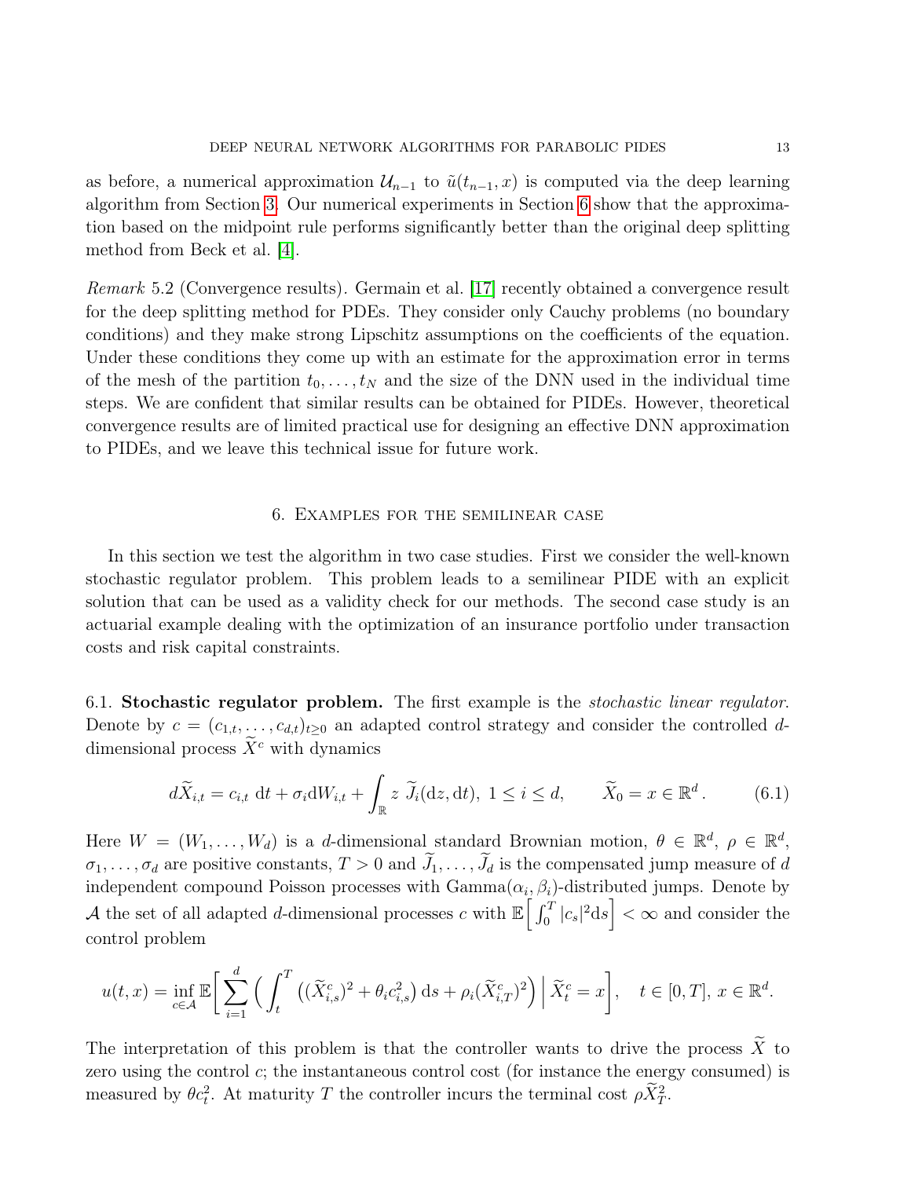as before, a numerical approximation $\mathcal{U}_{n-1}$ to $\tilde{u}(t_{n-1}, x)$ is computed via the deep learning algorithm from Section 3. Our numerical experiments in Section 6 show that the approximation based on the midpoint rule performs significantly better than the original deep splitting method from Beck et al. [4].

*Remark* 5.2 (Convergence results). Germain et al. [17] recently obtained a convergence result for the deep splitting method for PDEs. They consider only Cauchy problems (no boundary conditions) and they make strong Lipschitz assumptions on the coefficients of the equation. Under these conditions they come up with an estimate for the approximation error in terms of the mesh of the partition $t_0, \ldots, t_N$ and the size of the DNN used in the individual time steps. We are confident that similar results can be obtained for PIDEs. However, theoretical convergence results are of limited practical use for designing an effective DNN approximation to PIDEs, and we leave this technical issue for future work.

## 6. Examples for the semilinear case

In this section we test the algorithm in two case studies. First we consider the well-known stochastic regulator problem. This problem leads to a semilinear PIDE with an explicit solution that can be used as a validity check for our methods. The second case study is an actuarial example dealing with the optimization of an insurance portfolio under transaction costs and risk capital constraints.

6.1. **Stochastic regulator problem.** The first example is the *stochastic linear regulator*. Denote by $c = (c_{1,t}, \ldots, c_{d,t})_{t \geq 0}$ an adapted control strategy and consider the controlled $d$-dimensional process $\widetilde{X}^c$ with dynamics

$$d\widetilde{X}_{i,t} = c_{i,t}\, \mathrm{d}t + \sigma_i \mathrm{d}W_{i,t} + \int_{\mathbb{R}} z\, \widetilde{J}_i(\mathrm{d}z, \mathrm{d}t),\ 1 \leq i \leq d, \qquad \widetilde{X}_0 = x \in \mathbb{R}^d. \tag{6.1}$$

Here $W = (W_1, \ldots, W_d)$ is a $d$-dimensional standard Brownian motion, $\theta \in \mathbb{R}^d$, $\rho \in \mathbb{R}^d$, $\sigma_1, \ldots, \sigma_d$ are positive constants, $T > 0$ and $\widetilde{J}_1, \ldots, \widetilde{J}_d$ is the compensated jump measure of $d$ independent compound Poisson processes with Gamma$(\alpha_i, \beta_i)$-distributed jumps. Denote by $\mathcal{A}$ the set of all adapted $d$-dimensional processes $c$ with $\mathbb{E}\Big[\int_0^T |c_s|^2 \mathrm{d}s\Big] < \infty$ and consider the control problem

$$u(t, x) = \inf_{c \in \mathcal{A}} \mathbb{E}\bigg[\sum_{i=1}^d \Big(\int_t^T \big((\widetilde{X}^c_{i,s})^2 + \theta_i c_{i,s}^2\big)\, \mathrm{d}s + \rho_i (\widetilde{X}^c_{i,T})^2\Big) \,\Big|\, \widetilde{X}^c_t = x\bigg], \quad t \in [0, T],\ x \in \mathbb{R}^d.$$

The interpretation of this problem is that the controller wants to drive the process $\widetilde{X}$ to zero using the control $c$; the instantaneous control cost (for instance the energy consumed) is measured by $\theta c_t^2$. At maturity $T$ the controller incurs the terminal cost $\rho \widetilde{X}_T^2$.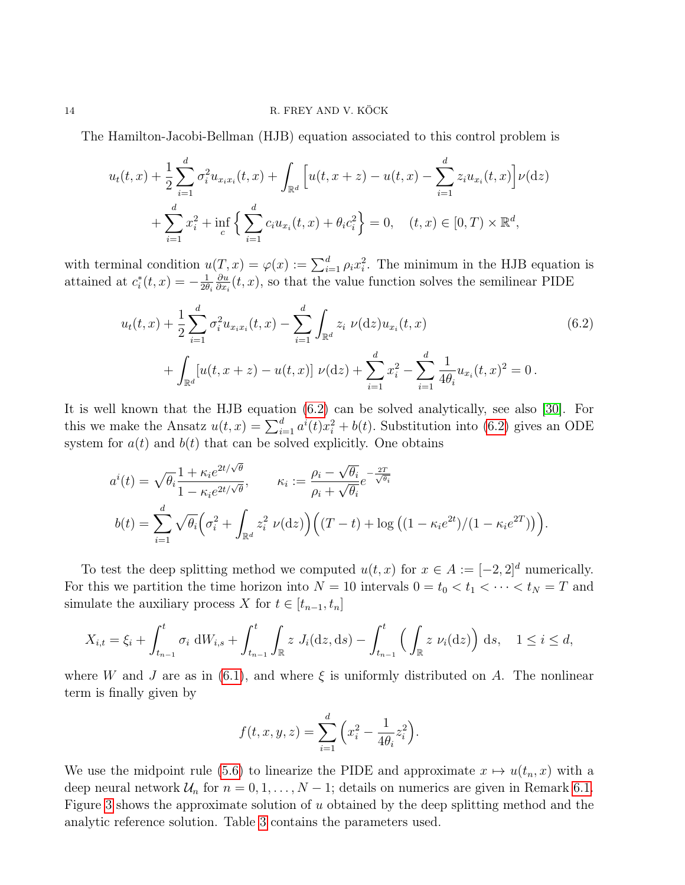The Hamilton-Jacobi-Bellman (HJB) equation associated to this control problem is

$$
\begin{aligned}
&u_t(t,x) + \frac{1}{2}\sum_{i=1}^d \sigma_i^2 u_{x_i x_i}(t,x) + \int_{\mathbb{R}^d} \Big[ u(t,x+z) - u(t,x) - \sum_{i=1}^d z_i u_{x_i}(t,x) \Big] \nu(\mathrm{d}z) \\
&\qquad + \sum_{i=1}^d x_i^2 + \inf_c \Big\{ \sum_{i=1}^d c_i u_{x_i}(t,x) + \theta_i c_i^2 \Big\} = 0, \quad (t,x) \in [0,T) \times \mathbb{R}^d,
\end{aligned}
$$

with terminal condition $u(T,x) = \varphi(x) := \sum_{i=1}^d \rho_i x_i^2$. The minimum in the HJB equation is attained at $c_i^*(t,x) = -\frac{1}{2\theta_i}\frac{\partial u}{\partial x_i}(t,x)$, so that the value function solves the semilinear PIDE

$$
\begin{aligned}
&u_t(t,x) + \frac{1}{2}\sum_{i=1}^d \sigma_i^2 u_{x_i x_i}(t,x) - \sum_{i=1}^d \int_{\mathbb{R}^d} z_i \; \nu(\mathrm{d}z) u_{x_i}(t,x) \\
&\qquad + \int_{\mathbb{R}^d} [u(t,x+z) - u(t,x)] \; \nu(\mathrm{d}z) + \sum_{i=1}^d x_i^2 - \sum_{i=1}^d \frac{1}{4\theta_i} u_{x_i}(t,x)^2 = 0\,.
\end{aligned} \tag{6.2}
$$

It is well known that the HJB equation (6.2) can be solved analytically, see also [30]. For this we make the Ansatz $u(t,x) = \sum_{i=1}^d a^i(t) x_i^2 + b(t)$. Substitution into (6.2) gives an ODE system for $a(t)$ and $b(t)$ that can be solved explicitly. One obtains

$$
\begin{aligned}
a^i(t) &= \sqrt{\theta_i}\frac{1+\kappa_i e^{2t/\sqrt{\theta}}}{1-\kappa_i e^{2t/\sqrt{\theta}}}, \qquad \kappa_i := \frac{\rho_i - \sqrt{\theta_i}}{\rho_i + \sqrt{\theta_i}} e^{-\frac{2T}{\sqrt{\theta_i}}} \\
b(t) &= \sum_{i=1}^d \sqrt{\theta_i}\Big(\sigma_i^2 + \int_{\mathbb{R}^d} z_i^2 \; \nu(\mathrm{d}z)\Big)\Big((T-t) + \log\big((1-\kappa_i e^{2t})/(1-\kappa_i e^{2T})\big)\Big).
\end{aligned}
$$

To test the deep splitting method we computed $u(t,x)$ for $x \in A := [-2,2]^d$ numerically. For this we partition the time horizon into $N = 10$ intervals $0 = t_0 < t_1 < \cdots < t_N = T$ and simulate the auxiliary process $X$ for $t \in [t_{n-1}, t_n]$

$$
X_{i,t} = \xi_i + \int_{t_{n-1}}^t \sigma_i \; \mathrm{d}W_{i,s} + \int_{t_{n-1}}^t \int_{\mathbb{R}} z \; J_i(\mathrm{d}z, \mathrm{d}s) - \int_{t_{n-1}}^t \Big( \int_{\mathbb{R}} z \; \nu_i(\mathrm{d}z) \Big) \; \mathrm{d}s, \quad 1 \le i \le d,
$$

where $W$ and $J$ are as in (6.1), and where $\xi$ is uniformly distributed on $A$. The nonlinear term is finally given by

$$
f(t,x,y,z) = \sum_{i=1}^d \Big( x_i^2 - \frac{1}{4\theta_i} z_i^2 \Big).
$$

We use the midpoint rule (5.6) to linearize the PIDE and approximate $x \mapsto u(t_n, x)$ with a deep neural network $\mathcal{U}_n$ for $n = 0, 1, \ldots, N-1$; details on numerics are given in Remark 6.1. Figure 3 shows the approximate solution of $u$ obtained by the deep splitting method and the analytic reference solution. Table 3 contains the parameters used.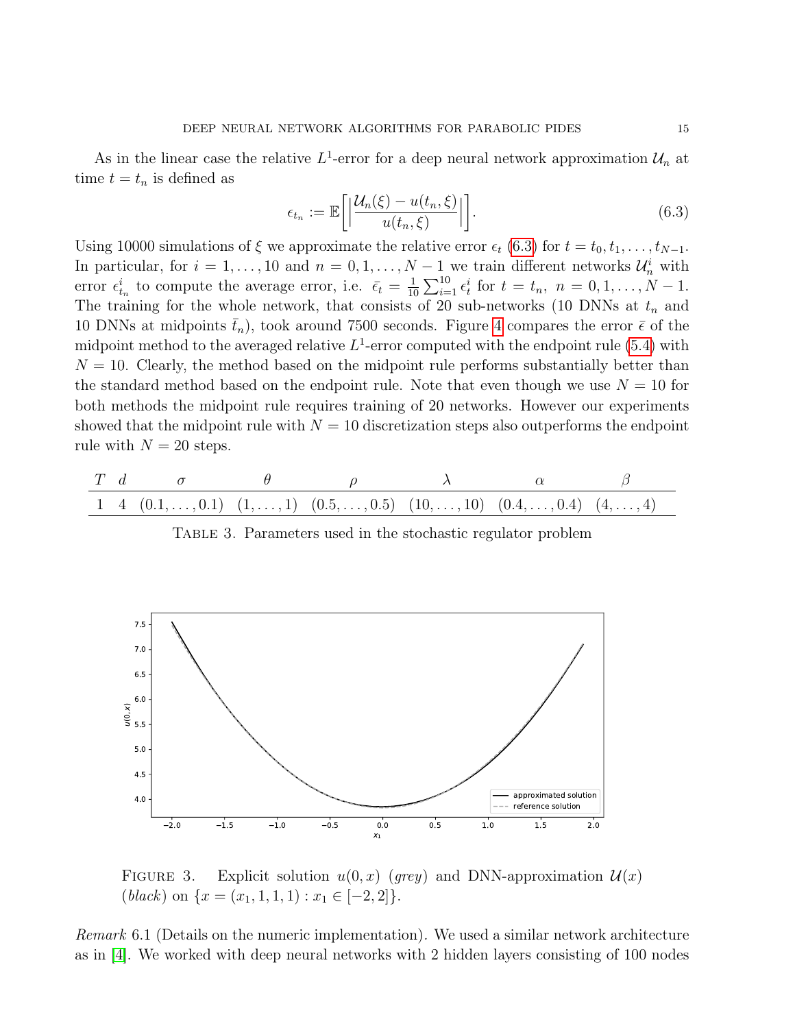As in the linear case the relative $L^1$-error for a deep neural network approximation $\mathcal{U}_n$ at time $t = t_n$ is defined as

$$\epsilon_{t_n} := \mathbb{E}\left[\left|\frac{\mathcal{U}_n(\xi) - u(t_n, \xi)}{u(t_n, \xi)}\right|\right]. \tag{6.3}$$

Using 10000 simulations of $\xi$ we approximate the relative error $\epsilon_t$ (6.3) for $t = t_0, t_1, \ldots, t_{N-1}$. In particular, for $i = 1, \ldots, 10$ and $n = 0, 1, \ldots, N-1$ we train different networks $\mathcal{U}_n^i$ with error $\epsilon_{t_n}^i$ to compute the average error, i.e. $\bar{\epsilon}_t = \frac{1}{10}\sum_{i=1}^{10} \epsilon_t^i$ for $t = t_n, \ n = 0, 1, \ldots, N-1$. The training for the whole network, that consists of 20 sub-networks (10 DNNs at $t_n$ and 10 DNNs at midpoints $\bar{t}_n$), took around 7500 seconds. Figure 4 compares the error $\bar{\epsilon}$ of the midpoint method to the averaged relative $L^1$-error computed with the endpoint rule (5.4) with $N = 10$. Clearly, the method based on the midpoint rule performs substantially better than the standard method based on the endpoint rule. Note that even though we use $N = 10$ for both methods the midpoint rule requires training of 20 networks. However our experiments showed that the midpoint rule with $N = 10$ discretization steps also outperforms the endpoint rule with $N = 20$ steps.

| $T$ | $d$ | $\sigma$ | $\theta$ | $\rho$ | $\lambda$ | $\alpha$ | $\beta$ |
|---|---|---|---|---|---|---|---|
| 1 | 4 | $(0.1, \ldots, 0.1)$ | $(1, \ldots, 1)$ | $(0.5, \ldots, 0.5)$ | $(10, \ldots, 10)$ | $(0.4, \ldots, 0.4)$ | $(4, \ldots, 4)$ |

TABLE 3. Parameters used in the stochastic regulator problem

FIGURE 3. Explicit solution $u(0, x)$ (*grey*) and DNN-approximation $\mathcal{U}(x)$ (*black*) on $\{x = (x_1, 1, 1, 1) : x_1 \in [-2, 2]\}$.

*Remark* 6.1 (Details on the numeric implementation). We used a similar network architecture as in [4]. We worked with deep neural networks with 2 hidden layers consisting of 100 nodes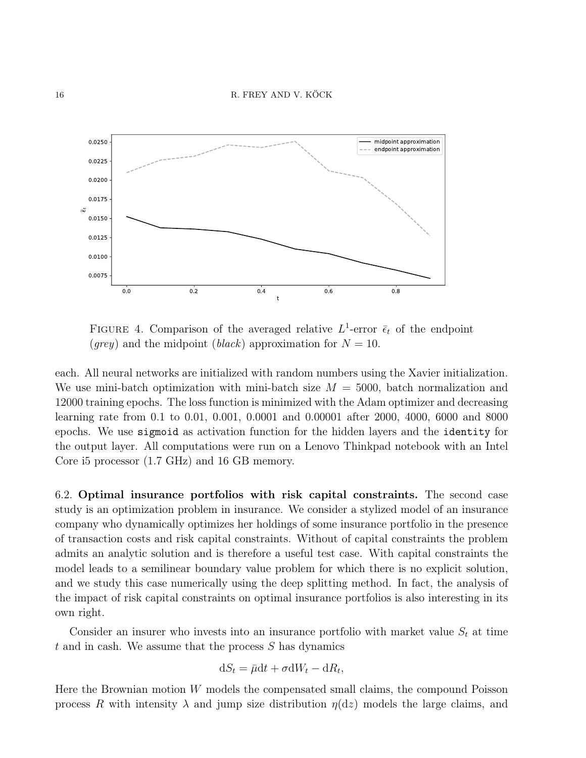FIGURE 4. Comparison of the averaged relative $L^1$-error $\bar{\epsilon}_t$ of the endpoint (*grey*) and the midpoint (*black*) approximation for $N = 10$.

each. All neural networks are initialized with random numbers using the Xavier initialization. We use mini-batch optimization with mini-batch size $M = 5000$, batch normalization and 12000 training epochs. The loss function is minimized with the Adam optimizer and decreasing learning rate from 0.1 to 0.01, 0.001, 0.0001 and 0.00001 after 2000, 4000, 6000 and 8000 epochs. We use `sigmoid` as activation function for the hidden layers and the `identity` for the output layer. All computations were run on a Lenovo Thinkpad notebook with an Intel Core i5 processor (1.7 GHz) and 16 GB memory.

### 6.2. Optimal insurance portfolios with risk capital constraints.

The second case study is an optimization problem in insurance. We consider a stylized model of an insurance company who dynamically optimizes her holdings of some insurance portfolio in the presence of transaction costs and risk capital constraints. Without of capital constraints the problem admits an analytic solution and is therefore a useful test case. With capital constraints the model leads to a semilinear boundary value problem for which there is no explicit solution, and we study this case numerically using the deep splitting method. In fact, the analysis of the impact of risk capital constraints on optimal insurance portfolios is also interesting in its own right.

Consider an insurer who invests into an insurance portfolio with market value $S_t$ at time $t$ and in cash. We assume that the process $S$ has dynamics

$$\mathrm{d}S_t = \bar{\mu}\mathrm{d}t + \sigma \mathrm{d}W_t - \mathrm{d}R_t,$$

Here the Brownian motion $W$ models the compensated small claims, the compound Poisson process $R$ with intensity $\lambda$ and jump size distribution $\eta(\mathrm{d}z)$ models the large claims, and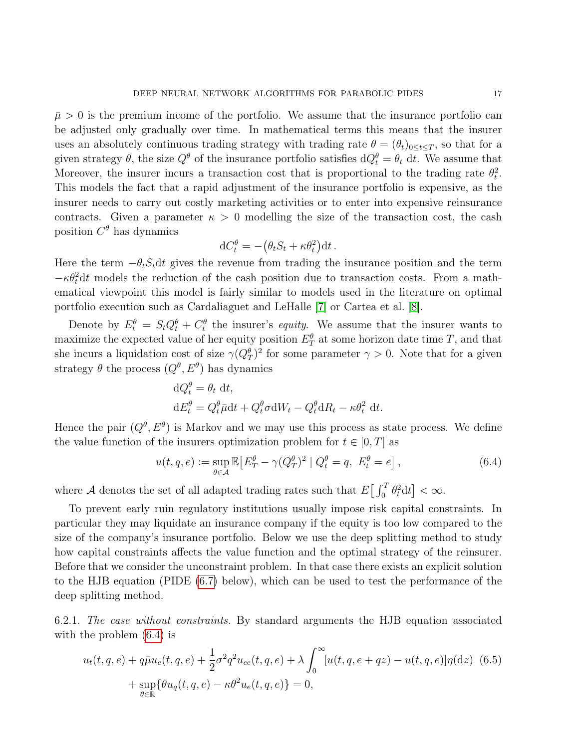$\bar{\mu} > 0$ is the premium income of the portfolio. We assume that the insurance portfolio can be adjusted only gradually over time. In mathematical terms this means that the insurer uses an absolutely continuous trading strategy with trading rate $\theta = (\theta_t)_{0 \le t \le T}$, so that for a given strategy $\theta$, the size $Q^\theta$ of the insurance portfolio satisfies $\mathrm{d}Q_t^\theta = \theta_t \, \mathrm{d}t$. We assume that Moreover, the insurer incurs a transaction cost that is proportional to the trading rate $\theta_t^2$. This models the fact that a rapid adjustment of the insurance portfolio is expensive, as the insurer needs to carry out costly marketing activities or to enter into expensive reinsurance contracts. Given a parameter $\kappa > 0$ modelling the size of the transaction cost, the cash position $C^\theta$ has dynamics

$$\mathrm{d}C_t^\theta = -\big(\theta_t S_t + \kappa \theta_t^2\big)\mathrm{d}t\,.$$

Here the term $-\theta_t S_t \mathrm{d}t$ gives the revenue from trading the insurance position and the term $-\kappa\theta_t^2 \mathrm{d}t$ models the reduction of the cash position due to transaction costs. From a mathematical viewpoint this model is fairly similar to models used in the literature on optimal portfolio execution such as Cardaliaguet and LeHalle [7] or Cartea et al. [8].

Denote by $E_t^\theta = S_t Q_t^\theta + C_t^\theta$ the insurer's *equity*. We assume that the insurer wants to maximize the expected value of her equity position $E_T^\theta$ at some horizon date time $T$, and that she incurs a liquidation cost of size $\gamma (Q_T^\theta)^2$ for some parameter $\gamma > 0$. Note that for a given strategy $\theta$ the process $(Q^\theta, E^\theta)$ has dynamics

$$\begin{aligned}
&\mathrm{d}Q_t^\theta = \theta_t \, \mathrm{d}t, \\
&\mathrm{d}E_t^\theta = Q_t^\theta \bar{\mu} \mathrm{d}t + Q_t^\theta \sigma \mathrm{d}W_t - Q_t^\theta \mathrm{d}R_t - \kappa \theta_t^2 \, \mathrm{d}t.
\end{aligned}$$

Hence the pair $(Q^\theta, E^\theta)$ is Markov and we may use this process as state process. We define the value function of the insurers optimization problem for $t \in [0, T]$ as

$$u(t, q, e) := \sup_{\theta \in \mathcal{A}} \mathbb{E}\big[E_T^\theta - \gamma (Q_T^\theta)^2 \mid Q_t^\theta = q, \; E_t^\theta = e\big]\,, \tag{6.4}$$

where $\mathcal{A}$ denotes the set of all adapted trading rates such that $E\big[\int_0^T \theta_t^2 \mathrm{d}t\big] < \infty$.

To prevent early ruin regulatory institutions usually impose risk capital constraints. In particular they may liquidate an insurance company if the equity is too low compared to the size of the company's insurance portfolio. Below we use the deep splitting method to study how capital constraints affects the value function and the optimal strategy of the reinsurer. Before that we consider the unconstraint problem. In that case there exists an explicit solution to the HJB equation (PIDE (6.7) below), which can be used to test the performance of the deep splitting method.

6.2.1. *The case without constraints.* By standard arguments the HJB equation associated with the problem (6.4) is

$$\begin{aligned}
u_t(t, q, e) + q\bar{\mu} u_e(t, q, e) + \frac{1}{2}\sigma^2 q^2 u_{ee}(t, q, e) + \lambda \int_0^\infty [u(t, q, e + qz) - u(t, q, e)]\eta(\mathrm{d}z) \quad (6.5) \\
+ \sup_{\theta \in \mathbb{R}} \{\theta u_q(t, q, e) - \kappa \theta^2 u_e(t, q, e)\} = 0,
\end{aligned}$$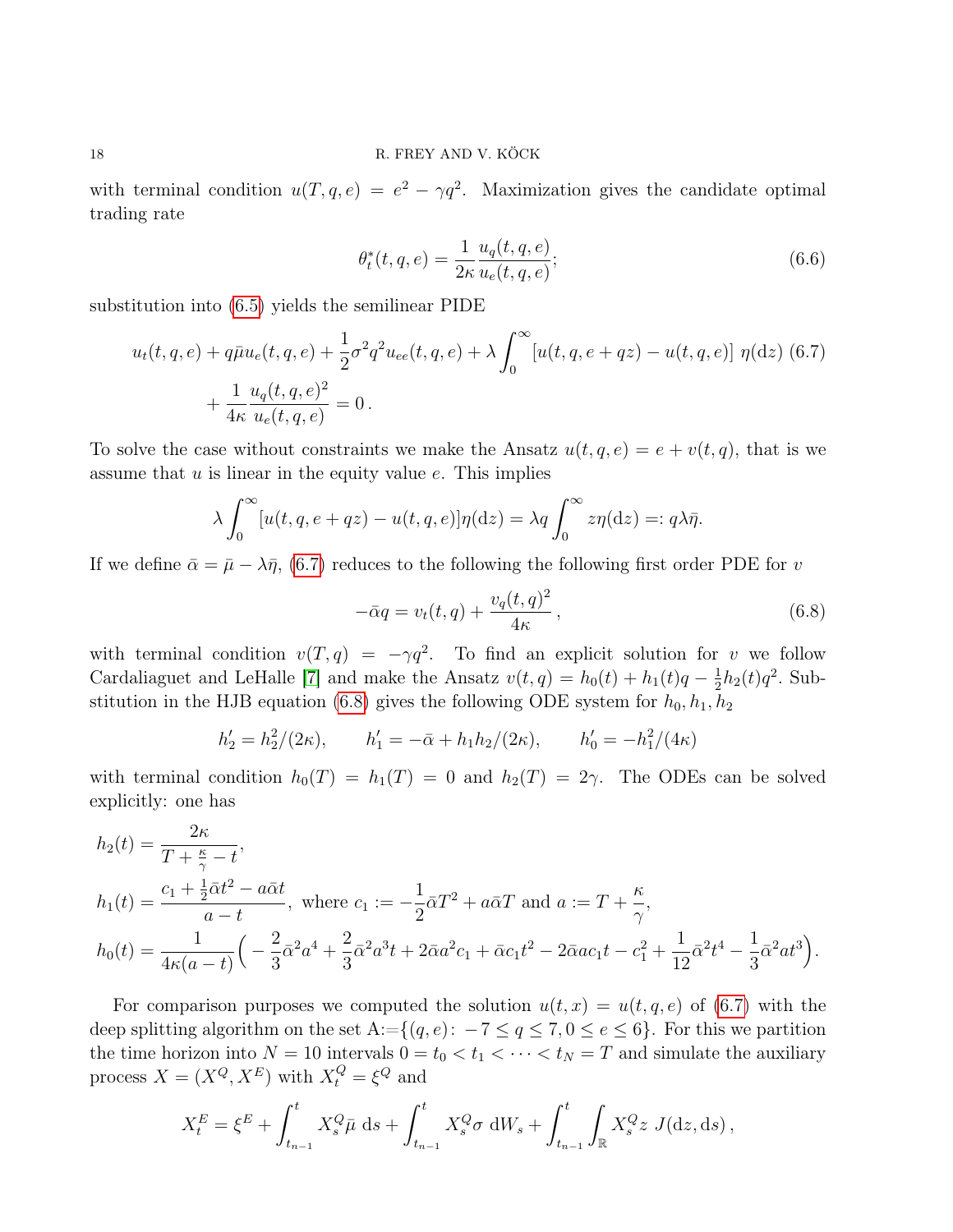with terminal condition $u(T, q, e) = e^2 - \gamma q^2$. Maximization gives the candidate optimal trading rate

$$\theta_t^*(t, q, e) = \frac{1}{2\kappa} \frac{u_q(t, q, e)}{u_e(t, q, e)}; \tag{6.6}$$

substitution into (6.5) yields the semilinear PIDE

$$\begin{aligned} u_t(t, q, e) + q\bar{\mu} u_e(t, q, e) + \frac{1}{2}\sigma^2 q^2 u_{ee}(t, q, e) + \lambda \int_0^\infty \left[ u(t, q, e + qz) - u(t, q, e) \right] \eta(\mathrm{d}z) \quad (6.7) \\ + \frac{1}{4\kappa} \frac{u_q(t, q, e)^2}{u_e(t, q, e)} = 0\,. \end{aligned}$$

To solve the case without constraints we make the Ansatz $u(t, q, e) = e + v(t, q)$, that is we assume that $u$ is linear in the equity value $e$. This implies

$$\lambda \int_0^\infty [u(t, q, e + qz) - u(t, q, e)] \eta(\mathrm{d}z) = \lambda q \int_0^\infty z \eta(\mathrm{d}z) =: q\lambda\bar{\eta}.$$

If we define $\bar{\alpha} = \bar{\mu} - \lambda\bar{\eta}$, (6.7) reduces to the following the following first order PDE for $v$

$$-\bar{\alpha} q = v_t(t, q) + \frac{v_q(t, q)^2}{4\kappa}\,, \tag{6.8}$$

with terminal condition $v(T, q) = -\gamma q^2$. To find an explicit solution for $v$ we follow Cardaliaguet and LeHalle [7] and make the Ansatz $v(t, q) = h_0(t) + h_1(t)q - \frac{1}{2}h_2(t)q^2$. Substitution in the HJB equation (6.8) gives the following ODE system for $h_0, h_1, h_2$

$$h_2' = h_2^2/(2\kappa), \qquad h_1' = -\bar{\alpha} + h_1 h_2/(2\kappa), \qquad h_0' = -h_1^2/(4\kappa)$$

with terminal condition $h_0(T) = h_1(T) = 0$ and $h_2(T) = 2\gamma$. The ODEs can be solved explicitly: one has

$$\begin{aligned} h_2(t) &= \frac{2\kappa}{T + \frac{\kappa}{\gamma} - t}, \\ h_1(t) &= \frac{c_1 + \frac{1}{2}\bar{\alpha} t^2 - a\bar{\alpha} t}{a - t}, \text{ where } c_1 := -\frac{1}{2}\bar{\alpha} T^2 + a\bar{\alpha} T \text{ and } a := T + \frac{\kappa}{\gamma}, \\ h_0(t) &= \frac{1}{4\kappa(a - t)} \Big( -\frac{2}{3}\bar{\alpha}^2 a^4 + \frac{2}{3}\bar{\alpha}^2 a^3 t + 2\bar{\alpha} a^2 c_1 + \bar{\alpha} c_1 t^2 - 2\bar{\alpha} a c_1 t - c_1^2 + \frac{1}{12}\bar{\alpha}^2 t^4 - \frac{1}{3}\bar{\alpha}^2 a t^3 \Big). \end{aligned}$$

For comparison purposes we computed the solution $u(t, x) = u(t, q, e)$ of (6.7) with the deep splitting algorithm on the set $A := \{(q, e) \colon -7 \le q \le 7, 0 \le e \le 6\}$. For this we partition the time horizon into $N = 10$ intervals $0 = t_0 < t_1 < \cdots < t_N = T$ and simulate the auxiliary process $X = (X^Q, X^E)$ with $X_t^Q = \xi^Q$ and

$$X_t^E = \xi^E + \int_{t_{n-1}}^t X_s^Q \bar{\mu}\ \mathrm{d}s + \int_{t_{n-1}}^t X_s^Q \sigma\ \mathrm{d}W_s + \int_{t_{n-1}}^t \int_{\mathbb{R}} X_s^Q z\ J(\mathrm{d}z, \mathrm{d}s)\,,$$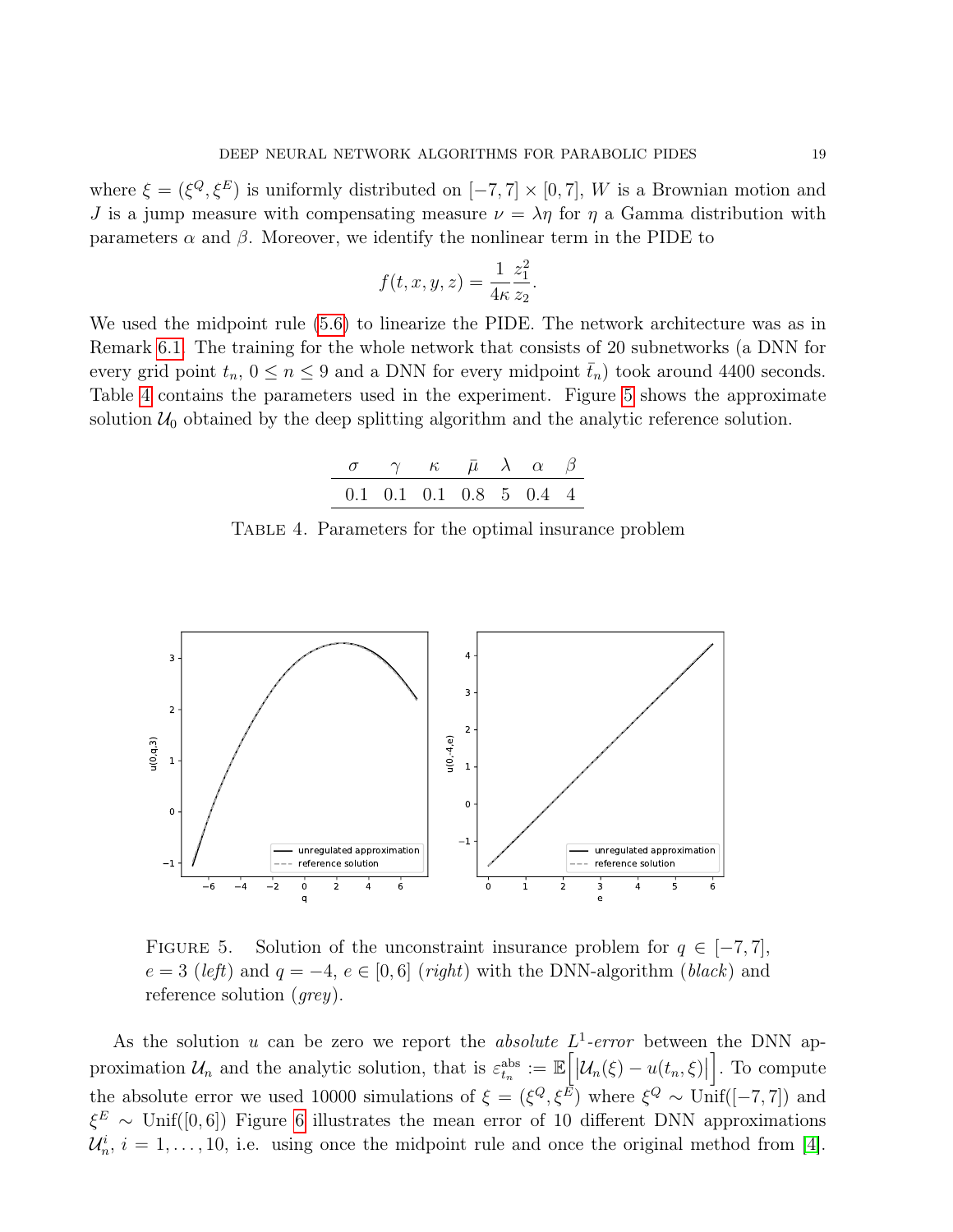where $\xi = (\xi^Q, \xi^E)$ is uniformly distributed on $[-7,7] \times [0,7]$, $W$ is a Brownian motion and $J$ is a jump measure with compensating measure $\nu = \lambda\eta$ for $\eta$ a Gamma distribution with parameters $\alpha$ and $\beta$. Moreover, we identify the nonlinear term in the PIDE to

$$f(t,x,y,z) = \frac{1}{4\kappa}\frac{z_1^2}{z_2}.$$

We used the midpoint rule (5.6) to linearize the PIDE. The network architecture was as in Remark 6.1. The training for the whole network that consists of 20 subnetworks (a DNN for every grid point $t_n$, $0 \le n \le 9$ and a DNN for every midpoint $\bar{t}_n$) took around 4400 seconds. Table 4 contains the parameters used in the experiment. Figure 5 shows the approximate solution $\mathcal{U}_0$ obtained by the deep splitting algorithm and the analytic reference solution.

| $\sigma$ | $\gamma$ | $\kappa$ | $\bar{\mu}$ | $\lambda$ | $\alpha$ | $\beta$ |
|---|---|---|---|---|---|---|
| 0.1 | 0.1 | 0.1 | 0.8 | 5 | 0.4 | 4 |

Table 4. Parameters for the optimal insurance problem

Figure 5. Solution of the unconstraint insurance problem for $q \in [-7,7]$, $e = 3$ (*left*) and $q = -4$, $e \in [0,6]$ (*right*) with the DNN-algorithm (*black*) and reference solution (*grey*).

As the solution $u$ can be zero we report the *absolute* $L^1$-*error* between the DNN approximation $\mathcal{U}_n$ and the analytic solution, that is $\varepsilon^{\text{abs}}_{t_n} := \mathbb{E}\Big[\big|\mathcal{U}_n(\xi) - u(t_n,\xi)\big|\Big]$. To compute the absolute error we used 10000 simulations of $\xi = (\xi^Q, \xi^E)$ where $\xi^Q \sim \text{Unif}([-7,7])$ and $\xi^E \sim \text{Unif}([0,6])$ Figure 6 illustrates the mean error of 10 different DNN approximations $\mathcal{U}^i_n$, $i = 1,\dots,10$, i.e. using once the midpoint rule and once the original method from [4].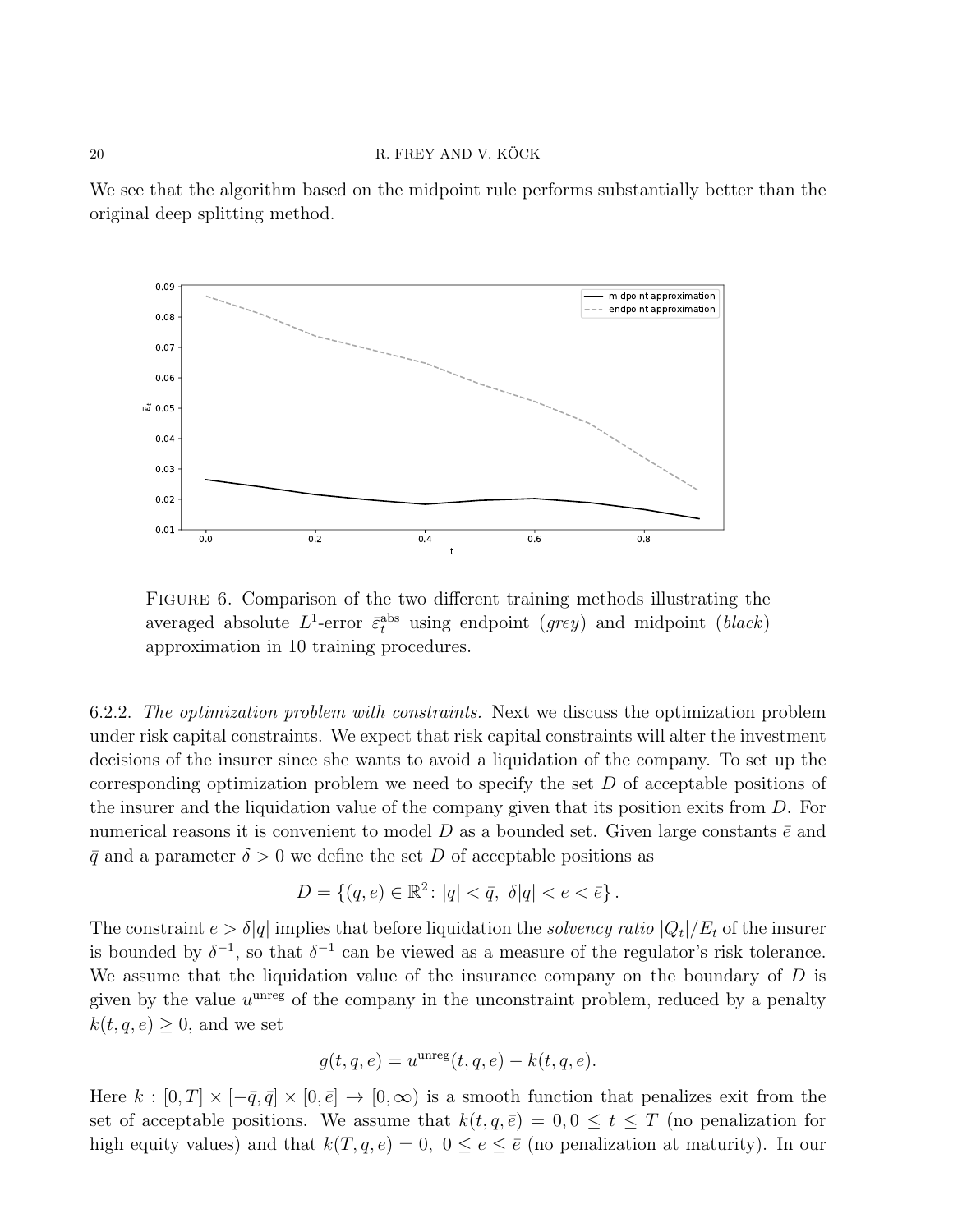We see that the algorithm based on the midpoint rule performs substantially better than the original deep splitting method.

FIGURE 6. Comparison of the two different training methods illustrating the averaged absolute $L^1$-error $\bar{\varepsilon}_t^{\text{abs}}$ using endpoint (*grey*) and midpoint (*black*) approximation in 10 training procedures.

6.2.2. *The optimization problem with constraints.* Next we discuss the optimization problem under risk capital constraints. We expect that risk capital constraints will alter the investment decisions of the insurer since she wants to avoid a liquidation of the company. To set up the corresponding optimization problem we need to specify the set $D$ of acceptable positions of the insurer and the liquidation value of the company given that its position exits from $D$. For numerical reasons it is convenient to model $D$ as a bounded set. Given large constants $\bar{e}$ and $\bar{q}$ and a parameter $\delta > 0$ we define the set $D$ of acceptable positions as

$$D = \{(q, e) \in \mathbb{R}^2 \colon |q| < \bar{q}, \ \delta|q| < e < \bar{e}\}.$$

The constraint $e > \delta|q|$ implies that before liquidation the *solvency ratio* $|Q_t|/E_t$ of the insurer is bounded by $\delta^{-1}$, so that $\delta^{-1}$ can be viewed as a measure of the regulator's risk tolerance. We assume that the liquidation value of the insurance company on the boundary of $D$ is given by the value $u^{\text{unreg}}$ of the company in the unconstraint problem, reduced by a penalty $k(t, q, e) \geq 0$, and we set

$$g(t, q, e) = u^{\text{unreg}}(t, q, e) - k(t, q, e).$$

Here $k : [0, T] \times [-\bar{q}, \bar{q}] \times [0, \bar{e}] \to [0, \infty)$ is a smooth function that penalizes exit from the set of acceptable positions. We assume that $k(t, q, \bar{e}) = 0, 0 \leq t \leq T$ (no penalization for high equity values) and that $k(T, q, e) = 0, \ 0 \leq e \leq \bar{e}$ (no penalization at maturity). In our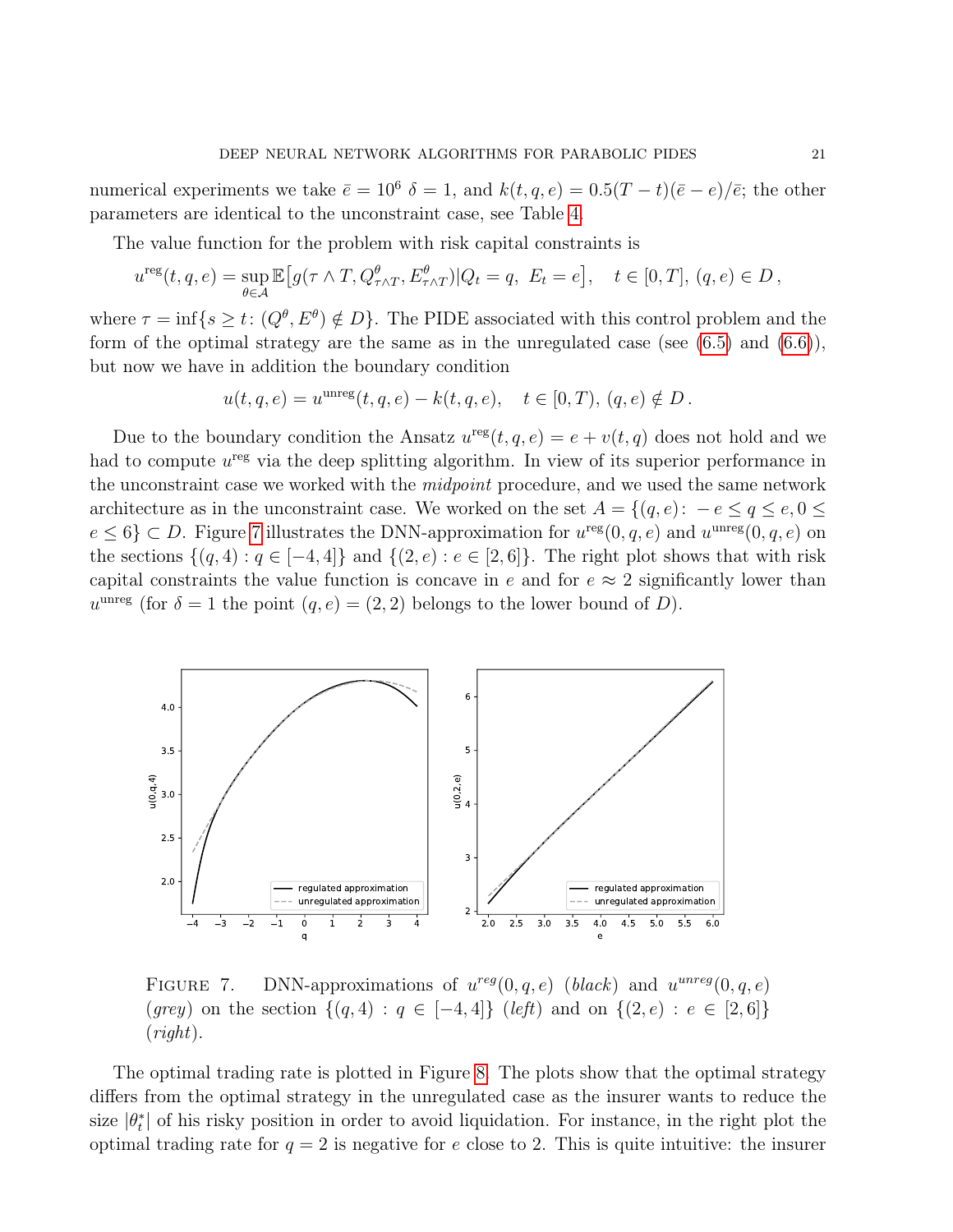numerical experiments we take $\bar{e} = 10^6$ $\delta = 1$, and $k(t, q, e) = 0.5(T - t)(\bar{e} - e)/\bar{e}$; the other parameters are identical to the unconstraint case, see Table 4.

The value function for the problem with risk capital constraints is

$$u^{\text{reg}}(t, q, e) = \sup_{\theta \in \mathcal{A}} \mathbb{E}\big[g(\tau \wedge T, Q^{\theta}_{\tau \wedge T}, E^{\theta}_{\tau \wedge T}) | Q_t = q,\ E_t = e\big], \quad t \in [0, T],\ (q, e) \in D\,,$$

where $\tau = \inf\{s \geq t \colon (Q^{\theta}, E^{\theta}) \notin D\}$. The PIDE associated with this control problem and the form of the optimal strategy are the same as in the unregulated case (see (6.5) and (6.6)), but now we have in addition the boundary condition

$$u(t, q, e) = u^{\text{unreg}}(t, q, e) - k(t, q, e), \quad t \in [0, T),\ (q, e) \notin D\,.$$

Due to the boundary condition the Ansatz $u^{\text{reg}}(t, q, e) = e + v(t, q)$ does not hold and we had to compute $u^{\text{reg}}$ via the deep splitting algorithm. In view of its superior performance in the unconstraint case we worked with the *midpoint* procedure, and we used the same network architecture as in the unconstraint case. We worked on the set $A = \{(q, e) \colon -e \leq q \leq e, 0 \leq e \leq 6\} \subset D$. Figure 7 illustrates the DNN-approximation for $u^{\text{reg}}(0, q, e)$ and $u^{\text{unreg}}(0, q, e)$ on the sections $\{(q, 4) : q \in [-4, 4]\}$ and $\{(2, e) : e \in [2, 6]\}$. The right plot shows that with risk capital constraints the value function is concave in $e$ and for $e \approx 2$ significantly lower than $u^{\text{unreg}}$ (for $\delta = 1$ the point $(q, e) = (2, 2)$ belongs to the lower bound of $D$).

FIGURE 7. DNN-approximations of $u^{reg}(0, q, e)$ (*black*) and $u^{unreg}(0, q, e)$ (*grey*) on the section $\{(q, 4) : q \in [-4, 4]\}$ (*left*) and on $\{(2, e) : e \in [2, 6]\}$ (*right*).

The optimal trading rate is plotted in Figure 8. The plots show that the optimal strategy differs from the optimal strategy in the unregulated case as the insurer wants to reduce the size $|\theta^*_t|$ of his risky position in order to avoid liquidation. For instance, in the right plot the optimal trading rate for $q = 2$ is negative for $e$ close to 2. This is quite intuitive: the insurer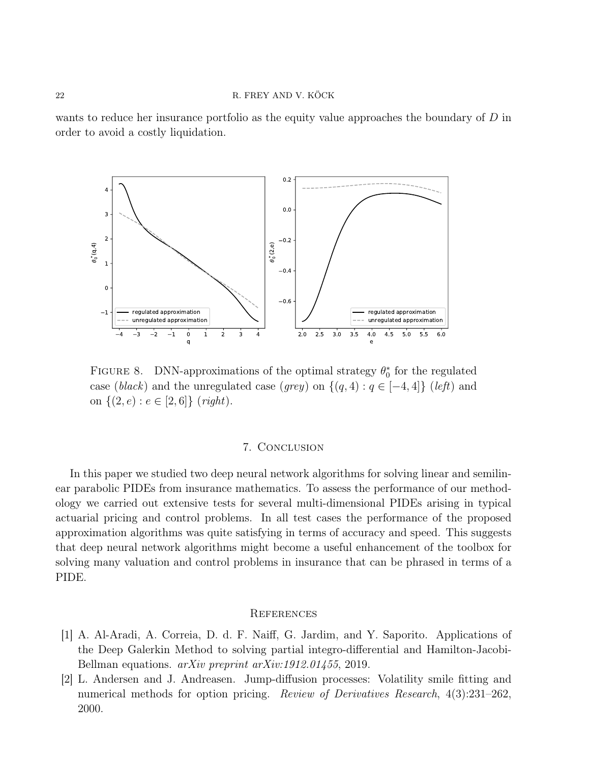wants to reduce her insurance portfolio as the equity value approaches the boundary of $D$ in order to avoid a costly liquidation.

FIGURE 8. DNN-approximations of the optimal strategy $\theta_0^*$ for the regulated case (*black*) and the unregulated case (*grey*) on $\{(q, 4) : q \in [-4, 4]\}$ (*left*) and on $\{(2, e) : e \in [2, 6]\}$ (*right*).

## 7. Conclusion

In this paper we studied two deep neural network algorithms for solving linear and semilinear parabolic PIDEs from insurance mathematics. To assess the performance of our methodology we carried out extensive tests for several multi-dimensional PIDEs arising in typical actuarial pricing and control problems. In all test cases the performance of the proposed approximation algorithms was quite satisfying in terms of accuracy and speed. This suggests that deep neural network algorithms might become a useful enhancement of the toolbox for solving many valuation and control problems in insurance that can be phrased in terms of a PIDE.

## References

[1] A. Al-Aradi, A. Correia, D. d. F. Naiff, G. Jardim, and Y. Saporito. Applications of the Deep Galerkin Method to solving partial integro-differential and Hamilton-Jacobi-Bellman equations. *arXiv preprint arXiv:1912.01455*, 2019.

[2] L. Andersen and J. Andreasen. Jump-diffusion processes: Volatility smile fitting and numerical methods for option pricing. *Review of Derivatives Research*, 4(3):231–262, 2000.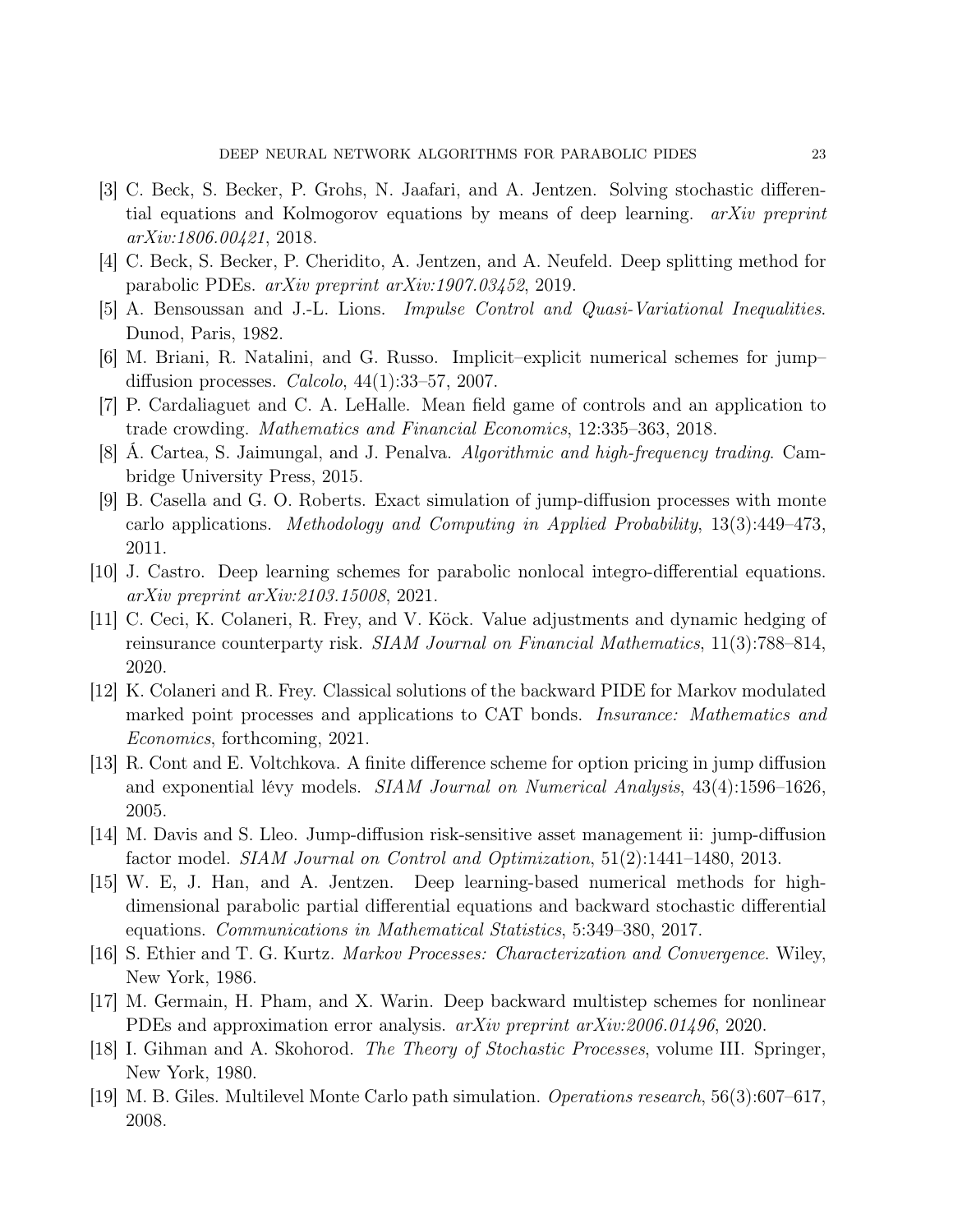[3] C. Beck, S. Becker, P. Grohs, N. Jaafari, and A. Jentzen. Solving stochastic differential equations and Kolmogorov equations by means of deep learning. *arXiv preprint arXiv:1806.00421*, 2018.

[4] C. Beck, S. Becker, P. Cheridito, A. Jentzen, and A. Neufeld. Deep splitting method for parabolic PDEs. *arXiv preprint arXiv:1907.03452*, 2019.

[5] A. Bensoussan and J.-L. Lions. *Impulse Control and Quasi-Variational Inequalities*. Dunod, Paris, 1982.

[6] M. Briani, R. Natalini, and G. Russo. Implicit–explicit numerical schemes for jump–diffusion processes. *Calcolo*, 44(1):33–57, 2007.

[7] P. Cardaliaguet and C. A. LeHalle. Mean field game of controls and an application to trade crowding. *Mathematics and Financial Economics*, 12:335–363, 2018.

[8] Á. Cartea, S. Jaimungal, and J. Penalva. *Algorithmic and high-frequency trading*. Cambridge University Press, 2015.

[9] B. Casella and G. O. Roberts. Exact simulation of jump-diffusion processes with monte carlo applications. *Methodology and Computing in Applied Probability*, 13(3):449–473, 2011.

[10] J. Castro. Deep learning schemes for parabolic nonlocal integro-differential equations. *arXiv preprint arXiv:2103.15008*, 2021.

[11] C. Ceci, K. Colaneri, R. Frey, and V. Köck. Value adjustments and dynamic hedging of reinsurance counterparty risk. *SIAM Journal on Financial Mathematics*, 11(3):788–814, 2020.

[12] K. Colaneri and R. Frey. Classical solutions of the backward PIDE for Markov modulated marked point processes and applications to CAT bonds. *Insurance: Mathematics and Economics*, forthcoming, 2021.

[13] R. Cont and E. Voltchkova. A finite difference scheme for option pricing in jump diffusion and exponential lévy models. *SIAM Journal on Numerical Analysis*, 43(4):1596–1626, 2005.

[14] M. Davis and S. Lleo. Jump-diffusion risk-sensitive asset management ii: jump-diffusion factor model. *SIAM Journal on Control and Optimization*, 51(2):1441–1480, 2013.

[15] W. E, J. Han, and A. Jentzen. Deep learning-based numerical methods for high-dimensional parabolic partial differential equations and backward stochastic differential equations. *Communications in Mathematical Statistics*, 5:349–380, 2017.

[16] S. Ethier and T. G. Kurtz. *Markov Processes: Characterization and Convergence*. Wiley, New York, 1986.

[17] M. Germain, H. Pham, and X. Warin. Deep backward multistep schemes for nonlinear PDEs and approximation error analysis. *arXiv preprint arXiv:2006.01496*, 2020.

[18] I. Gihman and A. Skohorod. *The Theory of Stochastic Processes*, volume III. Springer, New York, 1980.

[19] M. B. Giles. Multilevel Monte Carlo path simulation. *Operations research*, 56(3):607–617, 2008.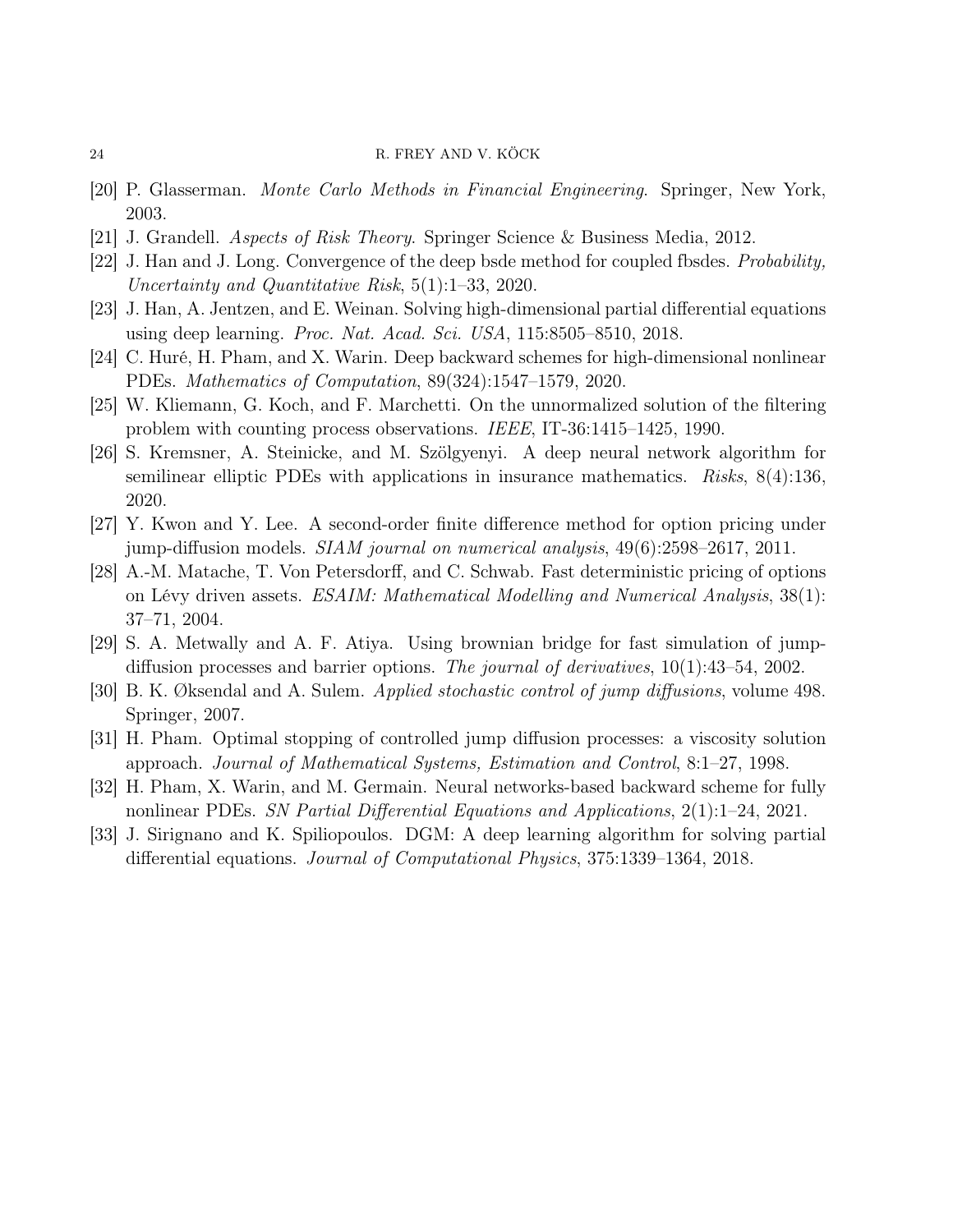[20] P. Glasserman. *Monte Carlo Methods in Financial Engineering*. Springer, New York, 2003.

[21] J. Grandell. *Aspects of Risk Theory*. Springer Science & Business Media, 2012.

[22] J. Han and J. Long. Convergence of the deep bsde method for coupled fbsdes. *Probability, Uncertainty and Quantitative Risk*, 5(1):1–33, 2020.

[23] J. Han, A. Jentzen, and E. Weinan. Solving high-dimensional partial differential equations using deep learning. *Proc. Nat. Acad. Sci. USA*, 115:8505–8510, 2018.

[24] C. Huré, H. Pham, and X. Warin. Deep backward schemes for high-dimensional nonlinear PDEs. *Mathematics of Computation*, 89(324):1547–1579, 2020.

[25] W. Kliemann, G. Koch, and F. Marchetti. On the unnormalized solution of the filtering problem with counting process observations. *IEEE*, IT-36:1415–1425, 1990.

[26] S. Kremsner, A. Steinicke, and M. Szölgyenyi. A deep neural network algorithm for semilinear elliptic PDEs with applications in insurance mathematics. *Risks*, 8(4):136, 2020.

[27] Y. Kwon and Y. Lee. A second-order finite difference method for option pricing under jump-diffusion models. *SIAM journal on numerical analysis*, 49(6):2598–2617, 2011.

[28] A.-M. Matache, T. Von Petersdorff, and C. Schwab. Fast deterministic pricing of options on Lévy driven assets. *ESAIM: Mathematical Modelling and Numerical Analysis*, 38(1): 37–71, 2004.

[29] S. A. Metwally and A. F. Atiya. Using brownian bridge for fast simulation of jump-diffusion processes and barrier options. *The journal of derivatives*, 10(1):43–54, 2002.

[30] B. K. Øksendal and A. Sulem. *Applied stochastic control of jump diffusions*, volume 498. Springer, 2007.

[31] H. Pham. Optimal stopping of controlled jump diffusion processes: a viscosity solution approach. *Journal of Mathematical Systems, Estimation and Control*, 8:1–27, 1998.

[32] H. Pham, X. Warin, and M. Germain. Neural networks-based backward scheme for fully nonlinear PDEs. *SN Partial Differential Equations and Applications*, 2(1):1–24, 2021.

[33] J. Sirignano and K. Spiliopoulos. DGM: A deep learning algorithm for solving partial differential equations. *Journal of Computational Physics*, 375:1339–1364, 2018.